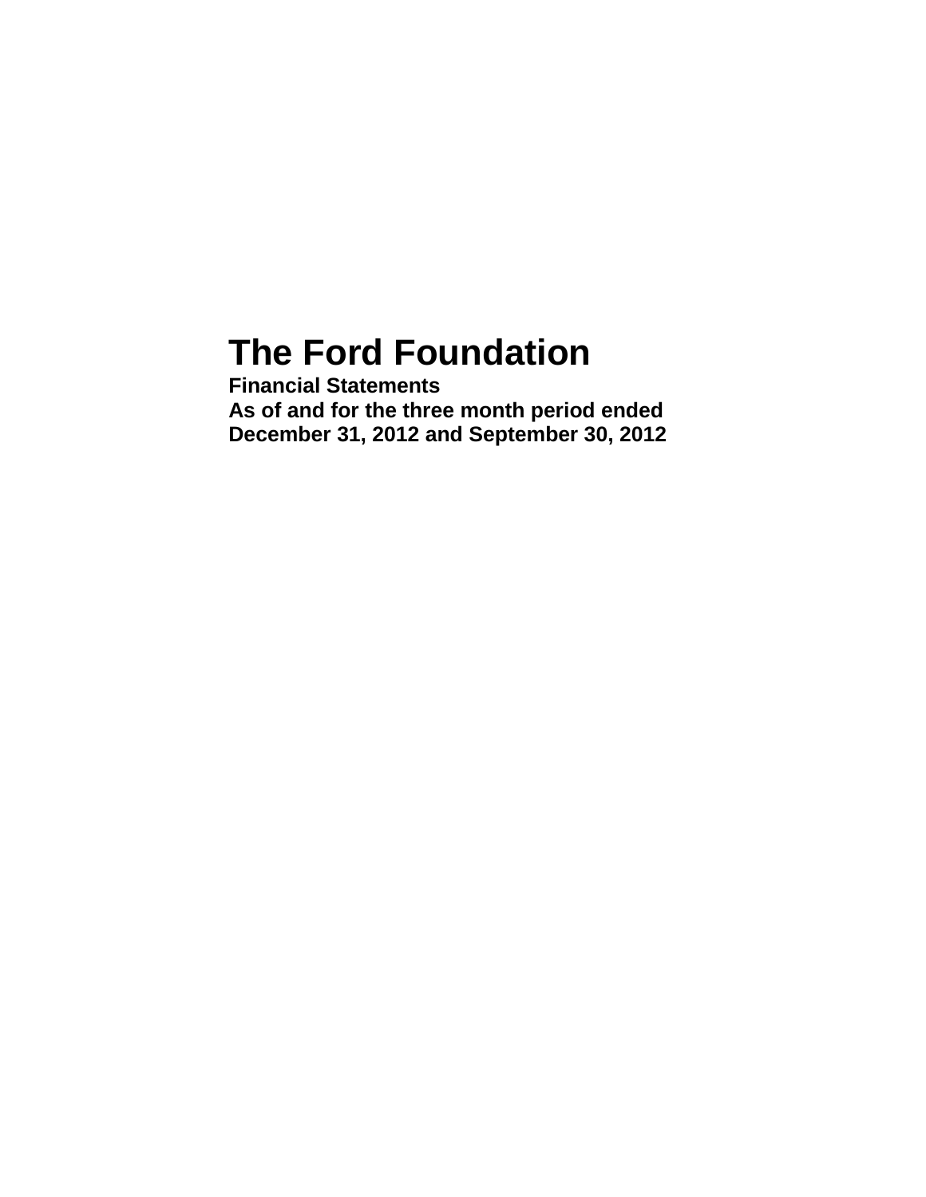# The Ford Foundation

**Financial Statements**
**As of and for the three month period ended**
**December 31, 2012 and September 30, 2012**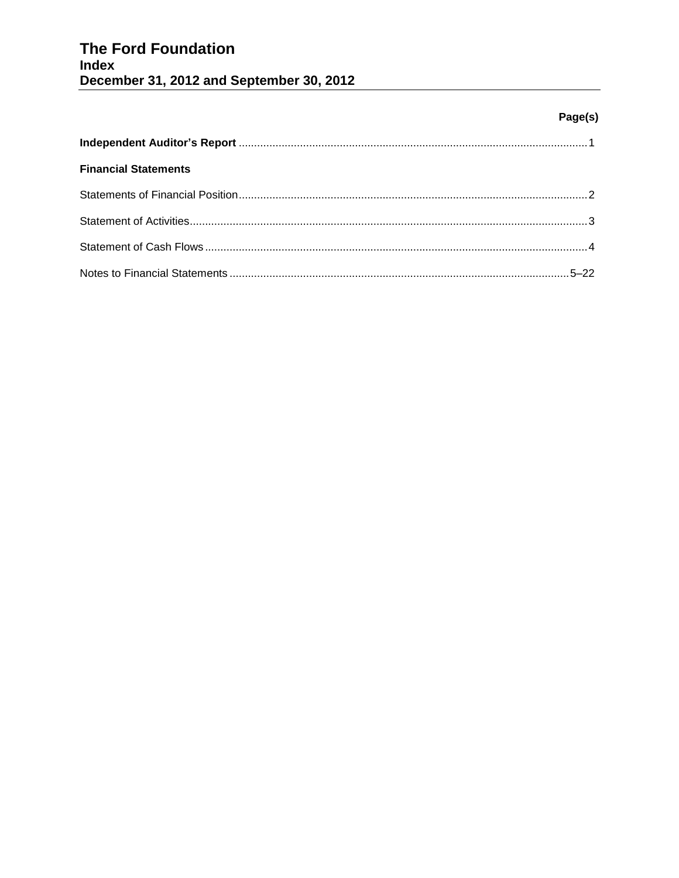# The Ford Foundation
## Index
## December 31, 2012 and September 30, 2012

| | Page(s) |
|---|---|
| **Independent Auditor's Report** | 1 |
| **Financial Statements** | |
| Statements of Financial Position | 2 |
| Statement of Activities | 3 |
| Statement of Cash Flows | 4 |
| Notes to Financial Statements | 5–22 |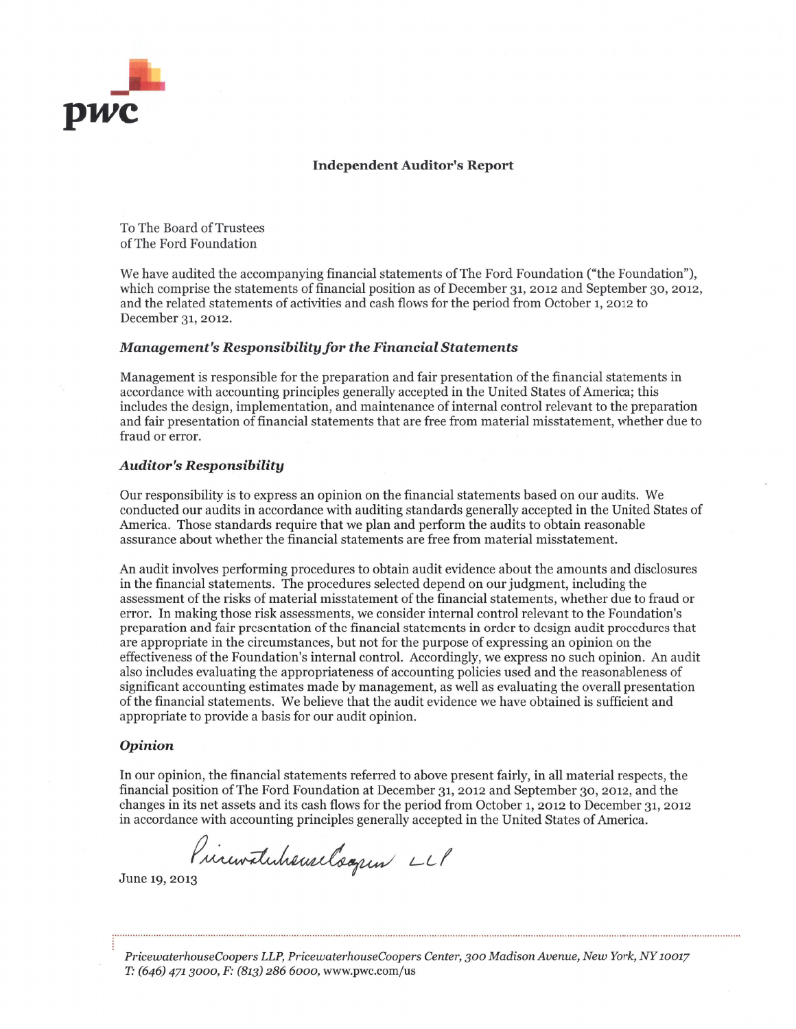pwc

## Independent Auditor's Report

To The Board of Trustees
of The Ford Foundation

We have audited the accompanying financial statements of The Ford Foundation ("the Foundation"), which comprise the statements of financial position as of December 31, 2012 and September 30, 2012, and the related statements of activities and cash flows for the period from October 1, 2012 to December 31, 2012.

### *Management's Responsibility for the Financial Statements*

Management is responsible for the preparation and fair presentation of the financial statements in accordance with accounting principles generally accepted in the United States of America; this includes the design, implementation, and maintenance of internal control relevant to the preparation and fair presentation of financial statements that are free from material misstatement, whether due to fraud or error.

### *Auditor's Responsibility*

Our responsibility is to express an opinion on the financial statements based on our audits. We conducted our audits in accordance with auditing standards generally accepted in the United States of America. Those standards require that we plan and perform the audits to obtain reasonable assurance about whether the financial statements are free from material misstatement.

An audit involves performing procedures to obtain audit evidence about the amounts and disclosures in the financial statements. The procedures selected depend on our judgment, including the assessment of the risks of material misstatement of the financial statements, whether due to fraud or error. In making those risk assessments, we consider internal control relevant to the Foundation's preparation and fair presentation of the financial statements in order to design audit procedures that are appropriate in the circumstances, but not for the purpose of expressing an opinion on the effectiveness of the Foundation's internal control. Accordingly, we express no such opinion. An audit also includes evaluating the appropriateness of accounting policies used and the reasonableness of significant accounting estimates made by management, as well as evaluating the overall presentation of the financial statements. We believe that the audit evidence we have obtained is sufficient and appropriate to provide a basis for our audit opinion.

### *Opinion*

In our opinion, the financial statements referred to above present fairly, in all material respects, the financial position of The Ford Foundation at December 31, 2012 and September 30, 2012, and the changes in its net assets and its cash flows for the period from October 1, 2012 to December 31, 2012 in accordance with accounting principles generally accepted in the United States of America.

PricewaterhouseCoopers LLP

June 19, 2013

*PricewaterhouseCoopers LLP, PricewaterhouseCoopers Center, 300 Madison Avenue, New York, NY 10017*
*T: (646) 471 3000, F: (813) 286 6000,* www.pwc.com/us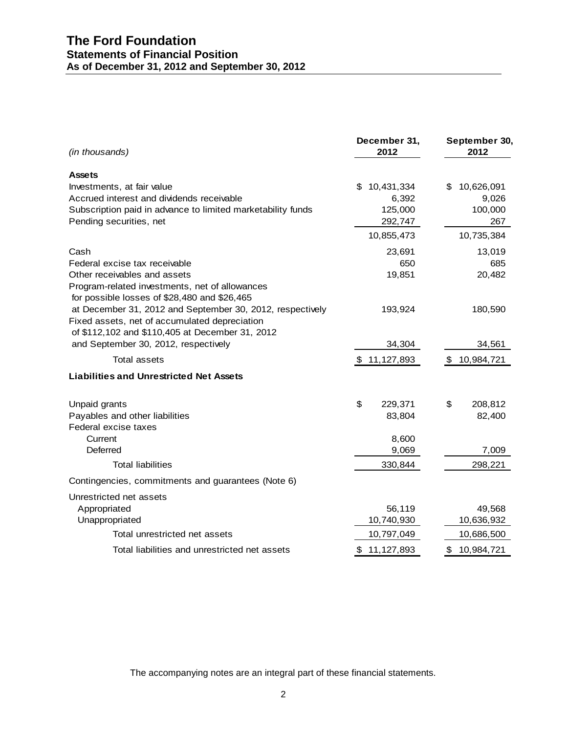# The Ford Foundation
## Statements of Financial Position
## As of December 31, 2012 and September 30, 2012

| *(in thousands)* | December 31, 2012 | September 30, 2012 |
|---|---|---|
| **Assets** | | |
| Investments, at fair value | $ 10,431,334 | $ 10,626,091 |
| Accrued interest and dividends receivable | 6,392 | 9,026 |
| Subscription paid in advance to limited marketability funds | 125,000 | 100,000 |
| Pending securities, net | 292,747 | 267 |
| | 10,855,473 | 10,735,384 |
| Cash | 23,691 | 13,019 |
| Federal excise tax receivable | 650 | 685 |
| Other receivables and assets | 19,851 | 20,482 |
| Program-related investments, net of allowances for possible losses of $28,480 and $26,465 at December 31, 2012 and September 30, 2012, respectively | 193,924 | 180,590 |
| Fixed assets, net of accumulated depreciation of $112,102 and $110,405 at December 31, 2012 and September 30, 2012, respectively | 34,304 | 34,561 |
| Total assets | $ 11,127,893 | $ 10,984,721 |
| **Liabilities and Unrestricted Net Assets** | | |
| Unpaid grants | $ 229,371 | $ 208,812 |
| Payables and other liabilities | 83,804 | 82,400 |
| Federal excise taxes | | |
| Current | 8,600 | |
| Deferred | 9,069 | 7,009 |
| Total liabilities | 330,844 | 298,221 |
| Contingencies, commitments and guarantees (Note 6) | | |
| Unrestricted net assets | | |
| Appropriated | 56,119 | 49,568 |
| Unappropriated | 10,740,930 | 10,636,932 |
| Total unrestricted net assets | 10,797,049 | 10,686,500 |
| Total liabilities and unrestricted net assets | $ 11,127,893 | $ 10,984,721 |

The accompanying notes are an integral part of these financial statements.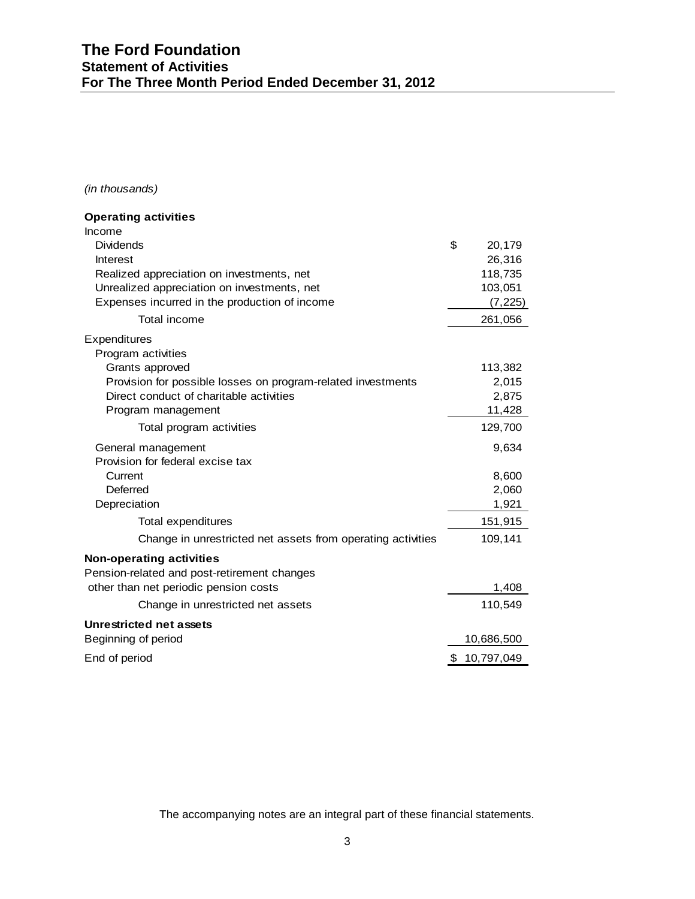# The Ford Foundation
## Statement of Activities
## For The Three Month Period Ended December 31, 2012

*(in thousands)*

| | |
|---|---|
| **Operating activities** | |
| Income | |
| Dividends | $ 20,179 |
| Interest | 26,316 |
| Realized appreciation on investments, net | 118,735 |
| Unrealized appreciation on investments, net | 103,051 |
| Expenses incurred in the production of income | (7,225) |
| Total income | 261,056 |
| Expenditures | |
| Program activities | |
| Grants approved | 113,382 |
| Provision for possible losses on program-related investments | 2,015 |
| Direct conduct of charitable activities | 2,875 |
| Program management | 11,428 |
| Total program activities | 129,700 |
| General management | 9,634 |
| Provision for federal excise tax | |
| Current | 8,600 |
| Deferred | 2,060 |
| Depreciation | 1,921 |
| Total expenditures | 151,915 |
| Change in unrestricted net assets from operating activities | 109,141 |
| **Non-operating activities** | |
| Pension-related and post-retirement changes other than net periodic pension costs | 1,408 |
| Change in unrestricted net assets | 110,549 |
| **Unrestricted net assets** | |
| Beginning of period | 10,686,500 |
| End of period | $ 10,797,049 |

The accompanying notes are an integral part of these financial statements.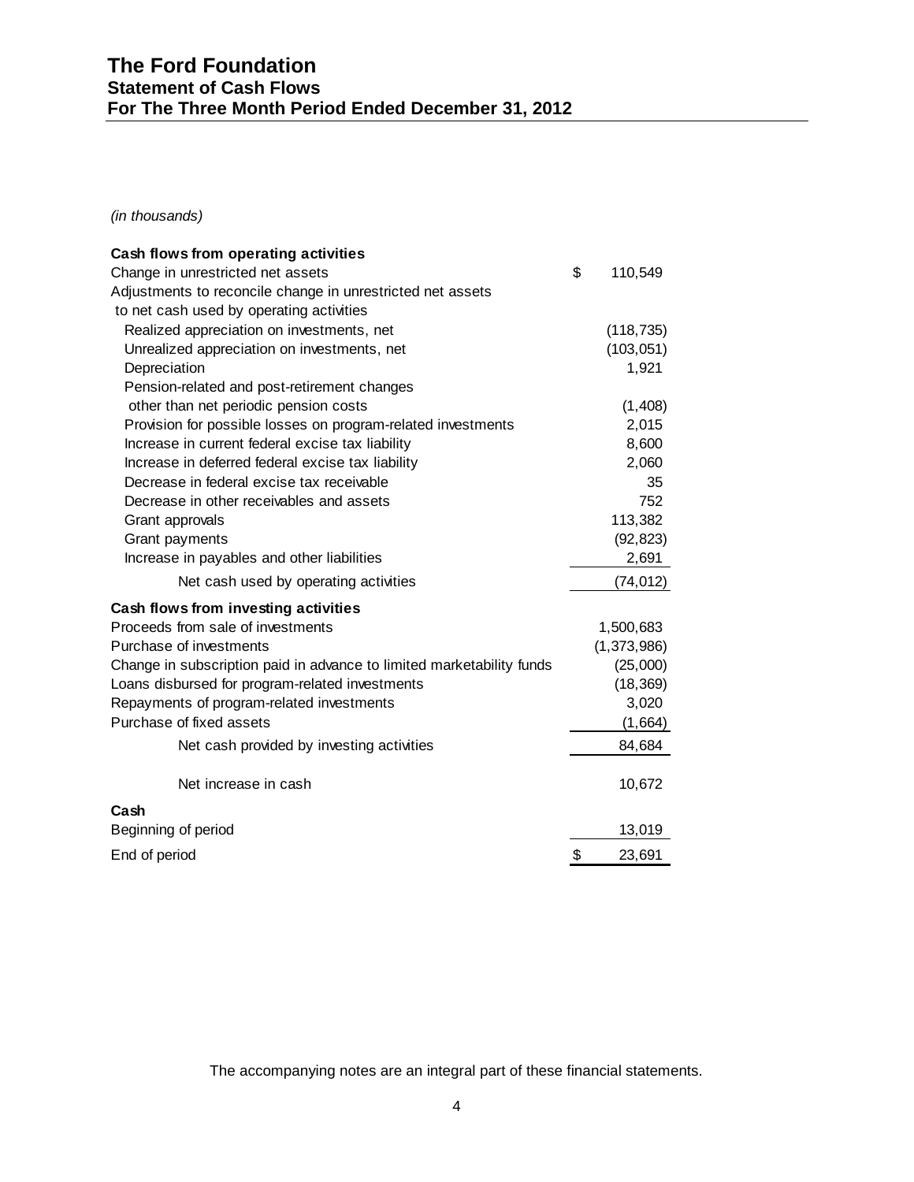# The Ford Foundation
## Statement of Cash Flows
## For The Three Month Period Ended December 31, 2012

*(in thousands)*

| | |
|---|---|
| **Cash flows from operating activities** | |
| Change in unrestricted net assets | $ 110,549 |
| Adjustments to reconcile change in unrestricted net assets to net cash used by operating activities | |
| Realized appreciation on investments, net | (118,735) |
| Unrealized appreciation on investments, net | (103,051) |
| Depreciation | 1,921 |
| Pension-related and post-retirement changes other than net periodic pension costs | (1,408) |
| Provision for possible losses on program-related investments | 2,015 |
| Increase in current federal excise tax liability | 8,600 |
| Increase in deferred federal excise tax liability | 2,060 |
| Decrease in federal excise tax receivable | 35 |
| Decrease in other receivables and assets | 752 |
| Grant approvals | 113,382 |
| Grant payments | (92,823) |
| Increase in payables and other liabilities | 2,691 |
| Net cash used by operating activities | (74,012) |
| **Cash flows from investing activities** | |
| Proceeds from sale of investments | 1,500,683 |
| Purchase of investments | (1,373,986) |
| Change in subscription paid in advance to limited marketability funds | (25,000) |
| Loans disbursed for program-related investments | (18,369) |
| Repayments of program-related investments | 3,020 |
| Purchase of fixed assets | (1,664) |
| Net cash provided by investing activities | 84,684 |
| Net increase in cash | 10,672 |
| **Cash** | |
| Beginning of period | 13,019 |
| End of period | $ 23,691 |

The accompanying notes are an integral part of these financial statements.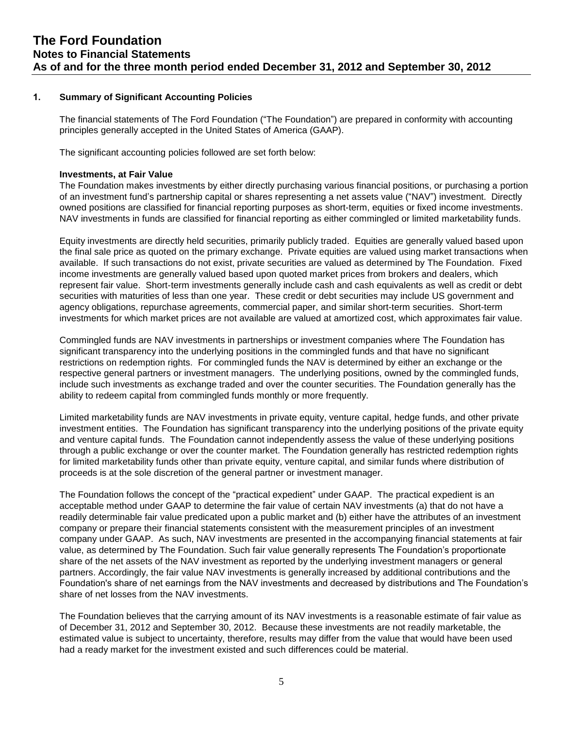# The Ford Foundation
## Notes to Financial Statements
## As of and for the three month period ended December 31, 2012 and September 30, 2012

### 1. Summary of Significant Accounting Policies

The financial statements of The Ford Foundation ("The Foundation") are prepared in conformity with accounting principles generally accepted in the United States of America (GAAP).

The significant accounting policies followed are set forth below:

**Investments, at Fair Value**

The Foundation makes investments by either directly purchasing various financial positions, or purchasing a portion of an investment fund's partnership capital or shares representing a net assets value ("NAV") investment. Directly owned positions are classified for financial reporting purposes as short-term, equities or fixed income investments. NAV investments in funds are classified for financial reporting as either commingled or limited marketability funds.

Equity investments are directly held securities, primarily publicly traded. Equities are generally valued based upon the final sale price as quoted on the primary exchange. Private equities are valued using market transactions when available. If such transactions do not exist, private securities are valued as determined by The Foundation. Fixed income investments are generally valued based upon quoted market prices from brokers and dealers, which represent fair value. Short-term investments generally include cash and cash equivalents as well as credit or debt securities with maturities of less than one year. These credit or debt securities may include US government and agency obligations, repurchase agreements, commercial paper, and similar short-term securities. Short-term investments for which market prices are not available are valued at amortized cost, which approximates fair value.

Commingled funds are NAV investments in partnerships or investment companies where The Foundation has significant transparency into the underlying positions in the commingled funds and that have no significant restrictions on redemption rights. For commingled funds the NAV is determined by either an exchange or the respective general partners or investment managers. The underlying positions, owned by the commingled funds, include such investments as exchange traded and over the counter securities. The Foundation generally has the ability to redeem capital from commingled funds monthly or more frequently.

Limited marketability funds are NAV investments in private equity, venture capital, hedge funds, and other private investment entities. The Foundation has significant transparency into the underlying positions of the private equity and venture capital funds. The Foundation cannot independently assess the value of these underlying positions through a public exchange or over the counter market. The Foundation generally has restricted redemption rights for limited marketability funds other than private equity, venture capital, and similar funds where distribution of proceeds is at the sole discretion of the general partner or investment manager.

The Foundation follows the concept of the "practical expedient" under GAAP. The practical expedient is an acceptable method under GAAP to determine the fair value of certain NAV investments (a) that do not have a readily determinable fair value predicated upon a public market and (b) either have the attributes of an investment company or prepare their financial statements consistent with the measurement principles of an investment company under GAAP. As such, NAV investments are presented in the accompanying financial statements at fair value, as determined by The Foundation. Such fair value generally represents The Foundation's proportionate share of the net assets of the NAV investment as reported by the underlying investment managers or general partners. Accordingly, the fair value NAV investments is generally increased by additional contributions and the Foundation's share of net earnings from the NAV investments and decreased by distributions and The Foundation's share of net losses from the NAV investments.

The Foundation believes that the carrying amount of its NAV investments is a reasonable estimate of fair value as of December 31, 2012 and September 30, 2012. Because these investments are not readily marketable, the estimated value is subject to uncertainty, therefore, results may differ from the value that would have been used had a ready market for the investment existed and such differences could be material.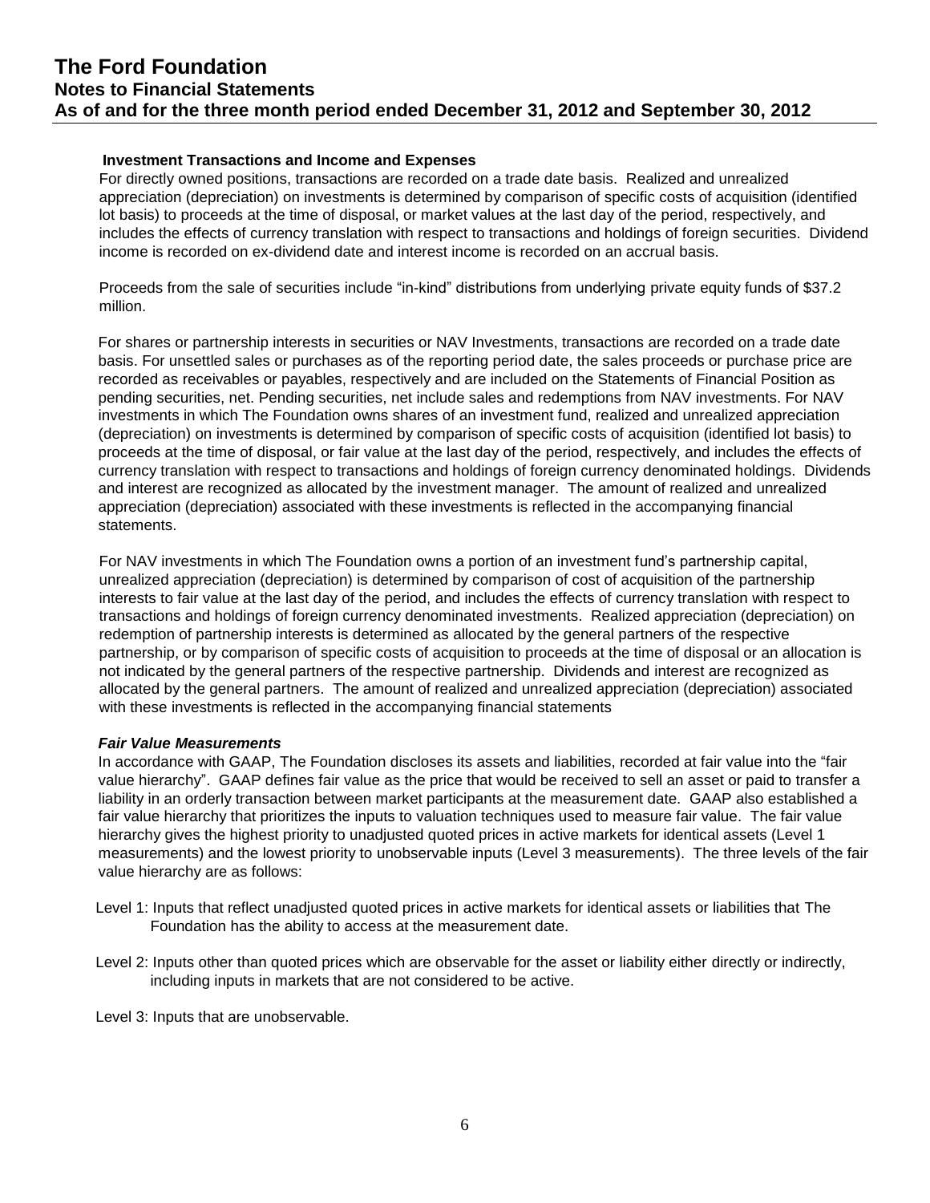**Investment Transactions and Income and Expenses**

For directly owned positions, transactions are recorded on a trade date basis. Realized and unrealized appreciation (depreciation) on investments is determined by comparison of specific costs of acquisition (identified lot basis) to proceeds at the time of disposal, or market values at the last day of the period, respectively, and includes the effects of currency translation with respect to transactions and holdings of foreign securities. Dividend income is recorded on ex-dividend date and interest income is recorded on an accrual basis.

Proceeds from the sale of securities include "in-kind" distributions from underlying private equity funds of $37.2 million.

For shares or partnership interests in securities or NAV Investments, transactions are recorded on a trade date basis. For unsettled sales or purchases as of the reporting period date, the sales proceeds or purchase price are recorded as receivables or payables, respectively and are included on the Statements of Financial Position as pending securities, net. Pending securities, net include sales and redemptions from NAV investments. For NAV investments in which The Foundation owns shares of an investment fund, realized and unrealized appreciation (depreciation) on investments is determined by comparison of specific costs of acquisition (identified lot basis) to proceeds at the time of disposal, or fair value at the last day of the period, respectively, and includes the effects of currency translation with respect to transactions and holdings of foreign currency denominated holdings. Dividends and interest are recognized as allocated by the investment manager. The amount of realized and unrealized appreciation (depreciation) associated with these investments is reflected in the accompanying financial statements.

For NAV investments in which The Foundation owns a portion of an investment fund's partnership capital, unrealized appreciation (depreciation) is determined by comparison of cost of acquisition of the partnership interests to fair value at the last day of the period, and includes the effects of currency translation with respect to transactions and holdings of foreign currency denominated investments. Realized appreciation (depreciation) on redemption of partnership interests is determined as allocated by the general partners of the respective partnership, or by comparison of specific costs of acquisition to proceeds at the time of disposal or an allocation is not indicated by the general partners of the respective partnership. Dividends and interest are recognized as allocated by the general partners. The amount of realized and unrealized appreciation (depreciation) associated with these investments is reflected in the accompanying financial statements

***Fair Value Measurements***

In accordance with GAAP, The Foundation discloses its assets and liabilities, recorded at fair value into the "fair value hierarchy". GAAP defines fair value as the price that would be received to sell an asset or paid to transfer a liability in an orderly transaction between market participants at the measurement date. GAAP also established a fair value hierarchy that prioritizes the inputs to valuation techniques used to measure fair value. The fair value hierarchy gives the highest priority to unadjusted quoted prices in active markets for identical assets (Level 1 measurements) and the lowest priority to unobservable inputs (Level 3 measurements). The three levels of the fair value hierarchy are as follows:

Level 1: Inputs that reflect unadjusted quoted prices in active markets for identical assets or liabilities that The Foundation has the ability to access at the measurement date.

Level 2: Inputs other than quoted prices which are observable for the asset or liability either directly or indirectly, including inputs in markets that are not considered to be active.

Level 3: Inputs that are unobservable.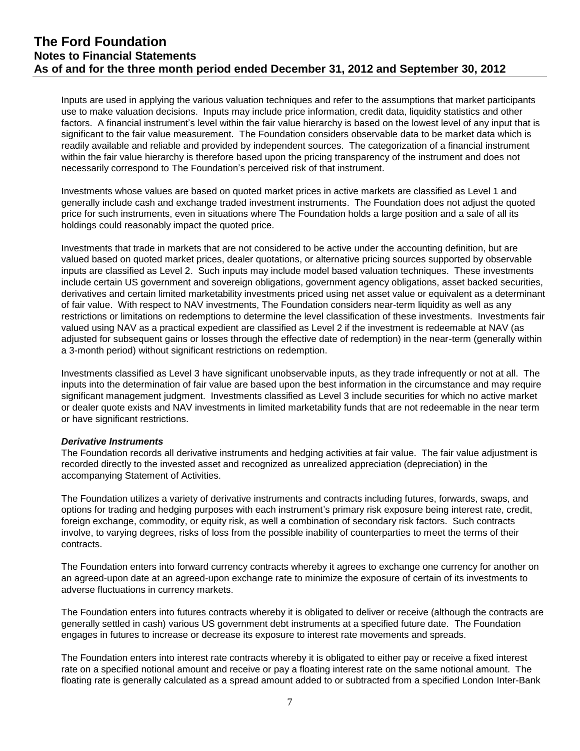Inputs are used in applying the various valuation techniques and refer to the assumptions that market participants use to make valuation decisions. Inputs may include price information, credit data, liquidity statistics and other factors. A financial instrument's level within the fair value hierarchy is based on the lowest level of any input that is significant to the fair value measurement. The Foundation considers observable data to be market data which is readily available and reliable and provided by independent sources. The categorization of a financial instrument within the fair value hierarchy is therefore based upon the pricing transparency of the instrument and does not necessarily correspond to The Foundation's perceived risk of that instrument.

Investments whose values are based on quoted market prices in active markets are classified as Level 1 and generally include cash and exchange traded investment instruments. The Foundation does not adjust the quoted price for such instruments, even in situations where The Foundation holds a large position and a sale of all its holdings could reasonably impact the quoted price.

Investments that trade in markets that are not considered to be active under the accounting definition, but are valued based on quoted market prices, dealer quotations, or alternative pricing sources supported by observable inputs are classified as Level 2. Such inputs may include model based valuation techniques. These investments include certain US government and sovereign obligations, government agency obligations, asset backed securities, derivatives and certain limited marketability investments priced using net asset value or equivalent as a determinant of fair value. With respect to NAV investments, The Foundation considers near-term liquidity as well as any restrictions or limitations on redemptions to determine the level classification of these investments. Investments fair valued using NAV as a practical expedient are classified as Level 2 if the investment is redeemable at NAV (as adjusted for subsequent gains or losses through the effective date of redemption) in the near-term (generally within a 3-month period) without significant restrictions on redemption.

Investments classified as Level 3 have significant unobservable inputs, as they trade infrequently or not at all. The inputs into the determination of fair value are based upon the best information in the circumstance and may require significant management judgment. Investments classified as Level 3 include securities for which no active market or dealer quote exists and NAV investments in limited marketability funds that are not redeemable in the near term or have significant restrictions.

***Derivative Instruments***

The Foundation records all derivative instruments and hedging activities at fair value. The fair value adjustment is recorded directly to the invested asset and recognized as unrealized appreciation (depreciation) in the accompanying Statement of Activities.

The Foundation utilizes a variety of derivative instruments and contracts including futures, forwards, swaps, and options for trading and hedging purposes with each instrument's primary risk exposure being interest rate, credit, foreign exchange, commodity, or equity risk, as well a combination of secondary risk factors. Such contracts involve, to varying degrees, risks of loss from the possible inability of counterparties to meet the terms of their contracts.

The Foundation enters into forward currency contracts whereby it agrees to exchange one currency for another on an agreed-upon date at an agreed-upon exchange rate to minimize the exposure of certain of its investments to adverse fluctuations in currency markets.

The Foundation enters into futures contracts whereby it is obligated to deliver or receive (although the contracts are generally settled in cash) various US government debt instruments at a specified future date. The Foundation engages in futures to increase or decrease its exposure to interest rate movements and spreads.

The Foundation enters into interest rate contracts whereby it is obligated to either pay or receive a fixed interest rate on a specified notional amount and receive or pay a floating interest rate on the same notional amount. The floating rate is generally calculated as a spread amount added to or subtracted from a specified London Inter-Bank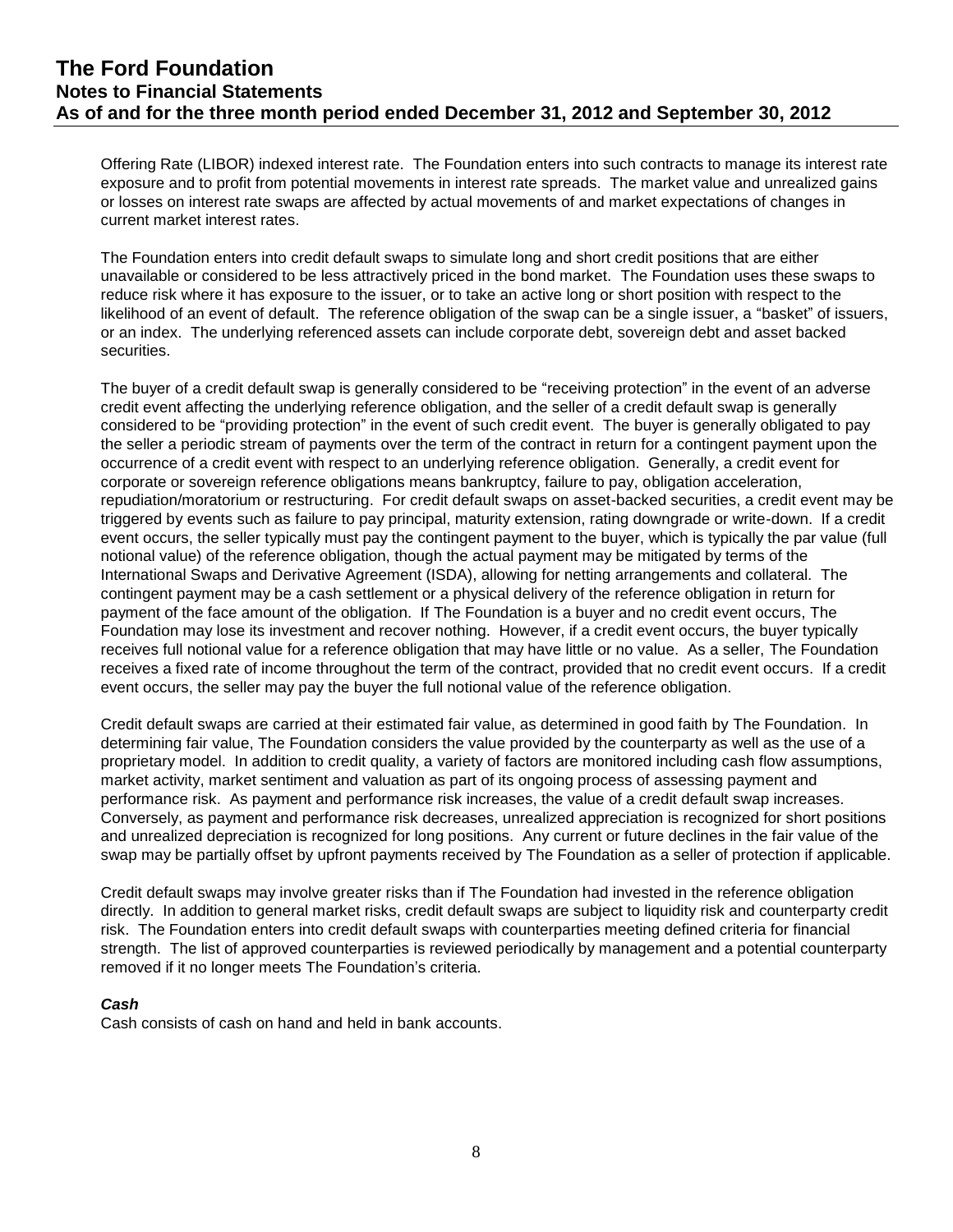Offering Rate (LIBOR) indexed interest rate. The Foundation enters into such contracts to manage its interest rate exposure and to profit from potential movements in interest rate spreads. The market value and unrealized gains or losses on interest rate swaps are affected by actual movements of and market expectations of changes in current market interest rates.

The Foundation enters into credit default swaps to simulate long and short credit positions that are either unavailable or considered to be less attractively priced in the bond market. The Foundation uses these swaps to reduce risk where it has exposure to the issuer, or to take an active long or short position with respect to the likelihood of an event of default. The reference obligation of the swap can be a single issuer, a "basket" of issuers, or an index. The underlying referenced assets can include corporate debt, sovereign debt and asset backed securities.

The buyer of a credit default swap is generally considered to be "receiving protection" in the event of an adverse credit event affecting the underlying reference obligation, and the seller of a credit default swap is generally considered to be "providing protection" in the event of such credit event. The buyer is generally obligated to pay the seller a periodic stream of payments over the term of the contract in return for a contingent payment upon the occurrence of a credit event with respect to an underlying reference obligation. Generally, a credit event for corporate or sovereign reference obligations means bankruptcy, failure to pay, obligation acceleration, repudiation/moratorium or restructuring. For credit default swaps on asset-backed securities, a credit event may be triggered by events such as failure to pay principal, maturity extension, rating downgrade or write-down. If a credit event occurs, the seller typically must pay the contingent payment to the buyer, which is typically the par value (full notional value) of the reference obligation, though the actual payment may be mitigated by terms of the International Swaps and Derivative Agreement (ISDA), allowing for netting arrangements and collateral. The contingent payment may be a cash settlement or a physical delivery of the reference obligation in return for payment of the face amount of the obligation. If The Foundation is a buyer and no credit event occurs, The Foundation may lose its investment and recover nothing. However, if a credit event occurs, the buyer typically receives full notional value for a reference obligation that may have little or no value. As a seller, The Foundation receives a fixed rate of income throughout the term of the contract, provided that no credit event occurs. If a credit event occurs, the seller may pay the buyer the full notional value of the reference obligation.

Credit default swaps are carried at their estimated fair value, as determined in good faith by The Foundation. In determining fair value, The Foundation considers the value provided by the counterparty as well as the use of a proprietary model. In addition to credit quality, a variety of factors are monitored including cash flow assumptions, market activity, market sentiment and valuation as part of its ongoing process of assessing payment and performance risk. As payment and performance risk increases, the value of a credit default swap increases. Conversely, as payment and performance risk decreases, unrealized appreciation is recognized for short positions and unrealized depreciation is recognized for long positions. Any current or future declines in the fair value of the swap may be partially offset by upfront payments received by The Foundation as a seller of protection if applicable.

Credit default swaps may involve greater risks than if The Foundation had invested in the reference obligation directly. In addition to general market risks, credit default swaps are subject to liquidity risk and counterparty credit risk. The Foundation enters into credit default swaps with counterparties meeting defined criteria for financial strength. The list of approved counterparties is reviewed periodically by management and a potential counterparty removed if it no longer meets The Foundation's criteria.

***Cash***

Cash consists of cash on hand and held in bank accounts.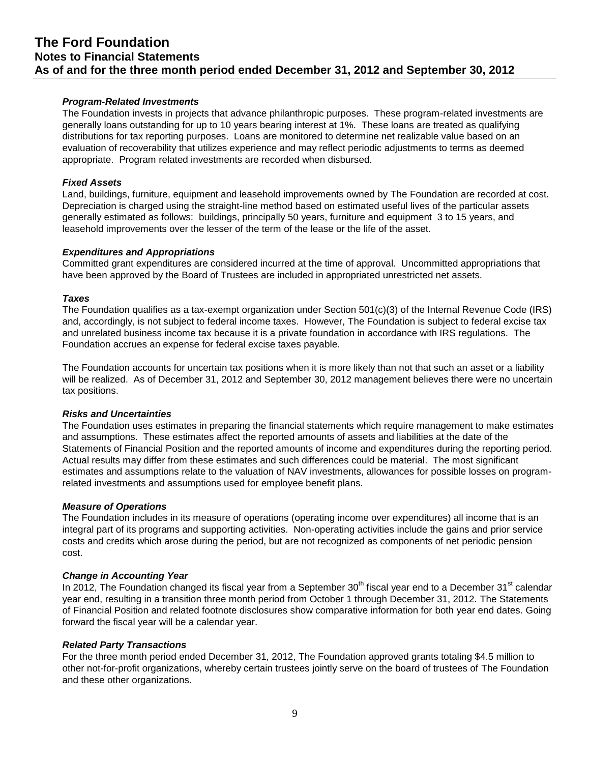### *Program-Related Investments*

The Foundation invests in projects that advance philanthropic purposes. These program-related investments are generally loans outstanding for up to 10 years bearing interest at 1%. These loans are treated as qualifying distributions for tax reporting purposes. Loans are monitored to determine net realizable value based on an evaluation of recoverability that utilizes experience and may reflect periodic adjustments to terms as deemed appropriate. Program related investments are recorded when disbursed.

### *Fixed Assets*

Land, buildings, furniture, equipment and leasehold improvements owned by The Foundation are recorded at cost. Depreciation is charged using the straight-line method based on estimated useful lives of the particular assets generally estimated as follows: buildings, principally 50 years, furniture and equipment 3 to 15 years, and leasehold improvements over the lesser of the term of the lease or the life of the asset.

### *Expenditures and Appropriations*

Committed grant expenditures are considered incurred at the time of approval. Uncommitted appropriations that have been approved by the Board of Trustees are included in appropriated unrestricted net assets.

### *Taxes*

The Foundation qualifies as a tax-exempt organization under Section 501(c)(3) of the Internal Revenue Code (IRS) and, accordingly, is not subject to federal income taxes. However, The Foundation is subject to federal excise tax and unrelated business income tax because it is a private foundation in accordance with IRS regulations. The Foundation accrues an expense for federal excise taxes payable.

The Foundation accounts for uncertain tax positions when it is more likely than not that such an asset or a liability will be realized. As of December 31, 2012 and September 30, 2012 management believes there were no uncertain tax positions.

### *Risks and Uncertainties*

The Foundation uses estimates in preparing the financial statements which require management to make estimates and assumptions. These estimates affect the reported amounts of assets and liabilities at the date of the Statements of Financial Position and the reported amounts of income and expenditures during the reporting period. Actual results may differ from these estimates and such differences could be material. The most significant estimates and assumptions relate to the valuation of NAV investments, allowances for possible losses on program-related investments and assumptions used for employee benefit plans.

### *Measure of Operations*

The Foundation includes in its measure of operations (operating income over expenditures) all income that is an integral part of its programs and supporting activities. Non-operating activities include the gains and prior service costs and credits which arose during the period, but are not recognized as components of net periodic pension cost.

### *Change in Accounting Year*

In 2012, The Foundation changed its fiscal year from a September 30th fiscal year end to a December 31st calendar year end, resulting in a transition three month period from October 1 through December 31, 2012. The Statements of Financial Position and related footnote disclosures show comparative information for both year end dates. Going forward the fiscal year will be a calendar year.

### *Related Party Transactions*

For the three month period ended December 31, 2012, The Foundation approved grants totaling $4.5 million to other not-for-profit organizations, whereby certain trustees jointly serve on the board of trustees of The Foundation and these other organizations.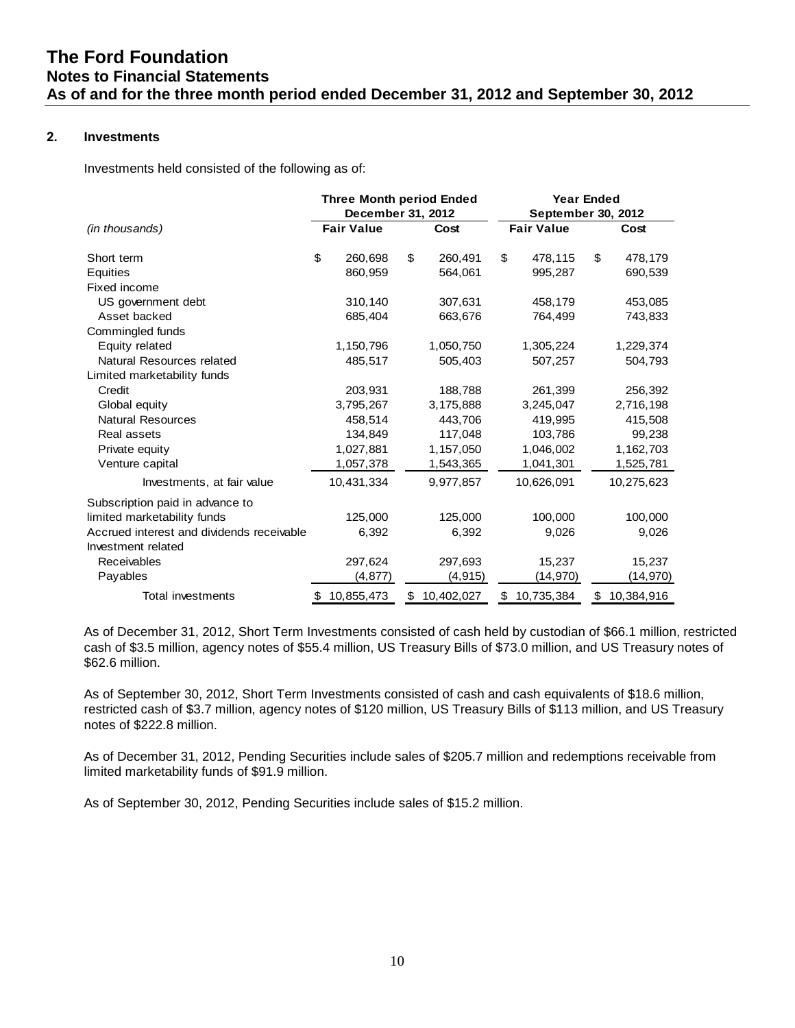# The Ford Foundation
## Notes to Financial Statements
## As of and for the three month period ended December 31, 2012 and September 30, 2012

### 2. Investments

Investments held consisted of the following as of:

| *(in thousands)* | Three Month period Ended December 31, 2012 | | Year Ended September 30, 2012 | |
|---|---|---|---|---|
| | **Fair Value** | **Cost** | **Fair Value** | **Cost** |
| Short term | $ 260,698 | $ 260,491 | $ 478,115 | $ 478,179 |
| Equities | 860,959 | 564,061 | 995,287 | 690,539 |
| Fixed income | | | | |
| US government debt | 310,140 | 307,631 | 458,179 | 453,085 |
| Asset backed | 685,404 | 663,676 | 764,499 | 743,833 |
| Commingled funds | | | | |
| Equity related | 1,150,796 | 1,050,750 | 1,305,224 | 1,229,374 |
| Natural Resources related | 485,517 | 505,403 | 507,257 | 504,793 |
| Limited marketability funds | | | | |
| Credit | 203,931 | 188,788 | 261,399 | 256,392 |
| Global equity | 3,795,267 | 3,175,888 | 3,245,047 | 2,716,198 |
| Natural Resources | 458,514 | 443,706 | 419,995 | 415,508 |
| Real assets | 134,849 | 117,048 | 103,786 | 99,238 |
| Private equity | 1,027,881 | 1,157,050 | 1,046,002 | 1,162,703 |
| Venture capital | 1,057,378 | 1,543,365 | 1,041,301 | 1,525,781 |
| Investments, at fair value | 10,431,334 | 9,977,857 | 10,626,091 | 10,275,623 |
| Subscription paid in advance to limited marketability funds | 125,000 | 125,000 | 100,000 | 100,000 |
| Accrued interest and dividends receivable | 6,392 | 6,392 | 9,026 | 9,026 |
| Investment related | | | | |
| Receivables | 297,624 | 297,693 | 15,237 | 15,237 |
| Payables | (4,877) | (4,915) | (14,970) | (14,970) |
| Total investments | $ 10,855,473 | $ 10,402,027 | $ 10,735,384 | $ 10,384,916 |

As of December 31, 2012, Short Term Investments consisted of cash held by custodian of $66.1 million, restricted cash of $3.5 million, agency notes of $55.4 million, US Treasury Bills of $73.0 million, and US Treasury notes of $62.6 million.

As of September 30, 2012, Short Term Investments consisted of cash and cash equivalents of $18.6 million, restricted cash of $3.7 million, agency notes of $120 million, US Treasury Bills of $113 million, and US Treasury notes of $222.8 million.

As of December 31, 2012, Pending Securities include sales of $205.7 million and redemptions receivable from limited marketability funds of $91.9 million.

As of September 30, 2012, Pending Securities include sales of $15.2 million.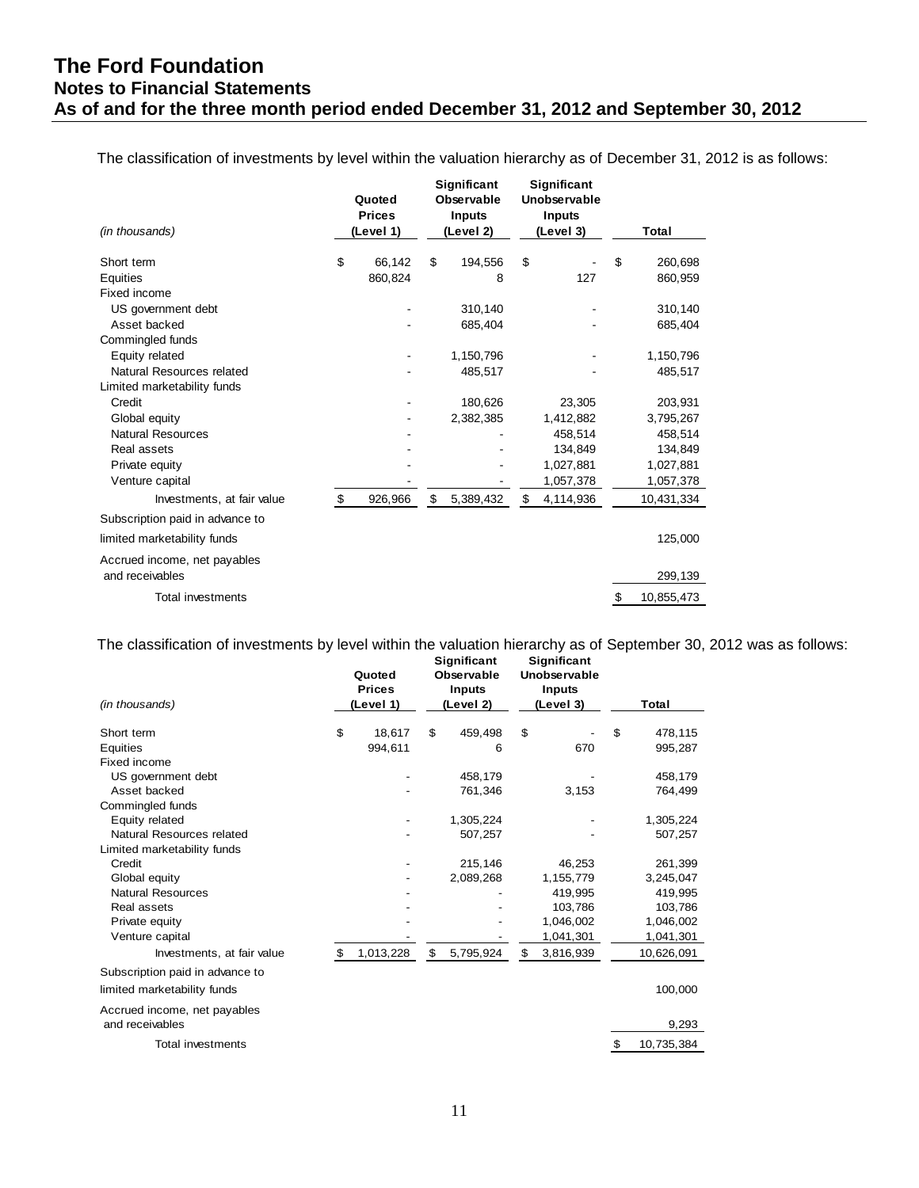# The Ford Foundation
## Notes to Financial Statements
## As of and for the three month period ended December 31, 2012 and September 30, 2012

The classification of investments by level within the valuation hierarchy as of December 31, 2012 is as follows:

| *(in thousands)* | Quoted Prices (Level 1) | Significant Observable Inputs (Level 2) | Significant Unobservable Inputs (Level 3) | Total |
|---|---|---|---|---|
| Short term | $ 66,142 | $ 194,556 | $ - | $ 260,698 |
| Equities | 860,824 | 8 | 127 | 860,959 |
| Fixed income | | | | |
| US government debt | - | 310,140 | - | 310,140 |
| Asset backed | - | 685,404 | - | 685,404 |
| Commingled funds | | | | |
| Equity related | - | 1,150,796 | - | 1,150,796 |
| Natural Resources related | - | 485,517 | - | 485,517 |
| Limited marketability funds | | | | |
| Credit | - | 180,626 | 23,305 | 203,931 |
| Global equity | - | 2,382,385 | 1,412,882 | 3,795,267 |
| Natural Resources | - | - | 458,514 | 458,514 |
| Real assets | - | - | 134,849 | 134,849 |
| Private equity | - | - | 1,027,881 | 1,027,881 |
| Venture capital | - | - | 1,057,378 | 1,057,378 |
| Investments, at fair value | $ 926,966 | $ 5,389,432 | $ 4,114,936 | 10,431,334 |
| Subscription paid in advance to limited marketability funds | | | | 125,000 |
| Accrued income, net payables and receivables | | | | 299,139 |
| Total investments | | | | $ 10,855,473 |

The classification of investments by level within the valuation hierarchy as of September 30, 2012 was as follows:

| *(in thousands)* | Quoted Prices (Level 1) | Significant Observable Inputs (Level 2) | Significant Unobservable Inputs (Level 3) | Total |
|---|---|---|---|---|
| Short term | $ 18,617 | $ 459,498 | $ - | $ 478,115 |
| Equities | 994,611 | 6 | 670 | 995,287 |
| Fixed income | | | | |
| US government debt | - | 458,179 | - | 458,179 |
| Asset backed | - | 761,346 | 3,153 | 764,499 |
| Commingled funds | | | | |
| Equity related | - | 1,305,224 | - | 1,305,224 |
| Natural Resources related | - | 507,257 | - | 507,257 |
| Limited marketability funds | | | | |
| Credit | - | 215,146 | 46,253 | 261,399 |
| Global equity | - | 2,089,268 | 1,155,779 | 3,245,047 |
| Natural Resources | - | - | 419,995 | 419,995 |
| Real assets | - | - | 103,786 | 103,786 |
| Private equity | - | - | 1,046,002 | 1,046,002 |
| Venture capital | - | - | 1,041,301 | 1,041,301 |
| Investments, at fair value | $ 1,013,228 | $ 5,795,924 | $ 3,816,939 | 10,626,091 |
| Subscription paid in advance to limited marketability funds | | | | 100,000 |
| Accrued income, net payables and receivables | | | | 9,293 |
| Total investments | | | | $ 10,735,384 |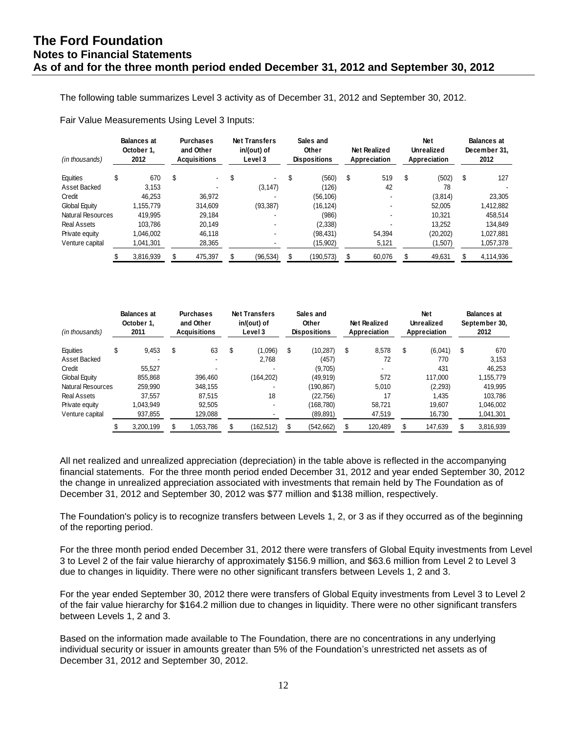# The Ford Foundation
## Notes to Financial Statements
## As of and for the three month period ended December 31, 2012 and September 30, 2012

The following table summarizes Level 3 activity as of December 31, 2012 and September 30, 2012.

Fair Value Measurements Using Level 3 Inputs:

| *(in thousands)* | Balances at October 1, 2012 | Purchases and Other Acquisitions | Net Transfers in/(out) of Level 3 | Sales and Other Dispositions | Net Realized Appreciation | Net Unrealized Appreciation | Balances at December 31, 2012 |
|---|---|---|---|---|---|---|---|
| Equities | $ 670 | $ - | $ - | $ (560) | $ 519 | $ (502) | $ 127 |
| Asset Backed | 3,153 | - | (3,147) | (126) | 42 | 78 | - |
| Credit | 46,253 | 36,972 | - | (56,106) | - | (3,814) | 23,305 |
| Global Equity | 1,155,779 | 314,609 | (93,387) | (16,124) | - | 52,005 | 1,412,882 |
| Natural Resources | 419,995 | 29,184 | - | (986) | - | 10,321 | 458,514 |
| Real Assets | 103,786 | 20,149 | - | (2,338) | - | 13,252 | 134,849 |
| Private equity | 1,046,002 | 46,118 | - | (98,431) | 54,394 | (20,202) | 1,027,881 |
| Venture capital | 1,041,301 | 28,365 | - | (15,902) | 5,121 | (1,507) | 1,057,378 |
| | $ 3,816,939 | $ 475,397 | $ (96,534) | $ (190,573) | $ 60,076 | $ 49,631 | $ 4,114,936 |

| *(in thousands)* | Balances at October 1, 2011 | Purchases and Other Acquisitions | Net Transfers in/(out) of Level 3 | Sales and Other Dispositions | Net Realized Appreciation | Net Unrealized Appreciation | Balances at September 30, 2012 |
|---|---|---|---|---|---|---|---|
| Equities | $ 9,453 | $ 63 | $ (1,096) | $ (10,287) | $ 8,578 | $ (6,041) | $ 670 |
| Asset Backed | - | - | 2,768 | (457) | 72 | 770 | 3,153 |
| Credit | 55,527 | - | - | (9,705) | - | 431 | 46,253 |
| Global Equity | 855,868 | 396,460 | (164,202) | (49,919) | 572 | 117,000 | 1,155,779 |
| Natural Resources | 259,990 | 348,155 | - | (190,867) | 5,010 | (2,293) | 419,995 |
| Real Assets | 37,557 | 87,515 | 18 | (22,756) | 17 | 1,435 | 103,786 |
| Private equity | 1,043,949 | 92,505 | - | (168,780) | 58,721 | 19,607 | 1,046,002 |
| Venture capital | 937,855 | 129,088 | - | (89,891) | 47,519 | 16,730 | 1,041,301 |
| | $ 3,200,199 | $ 1,053,786 | $ (162,512) | $ (542,662) | $ 120,489 | $ 147,639 | $ 3,816,939 |

All net realized and unrealized appreciation (depreciation) in the table above is reflected in the accompanying financial statements. For the three month period ended December 31, 2012 and year ended September 30, 2012 the change in unrealized appreciation associated with investments that remain held by The Foundation as of December 31, 2012 and September 30, 2012 was $77 million and $138 million, respectively.

The Foundation's policy is to recognize transfers between Levels 1, 2, or 3 as if they occurred as of the beginning of the reporting period.

For the three month period ended December 31, 2012 there were transfers of Global Equity investments from Level 3 to Level 2 of the fair value hierarchy of approximately $156.9 million, and $63.6 million from Level 2 to Level 3 due to changes in liquidity. There were no other significant transfers between Levels 1, 2 and 3.

For the year ended September 30, 2012 there were transfers of Global Equity investments from Level 3 to Level 2 of the fair value hierarchy for $164.2 million due to changes in liquidity. There were no other significant transfers between Levels 1, 2 and 3.

Based on the information made available to The Foundation, there are no concentrations in any underlying individual security or issuer in amounts greater than 5% of the Foundation's unrestricted net assets as of December 31, 2012 and September 30, 2012.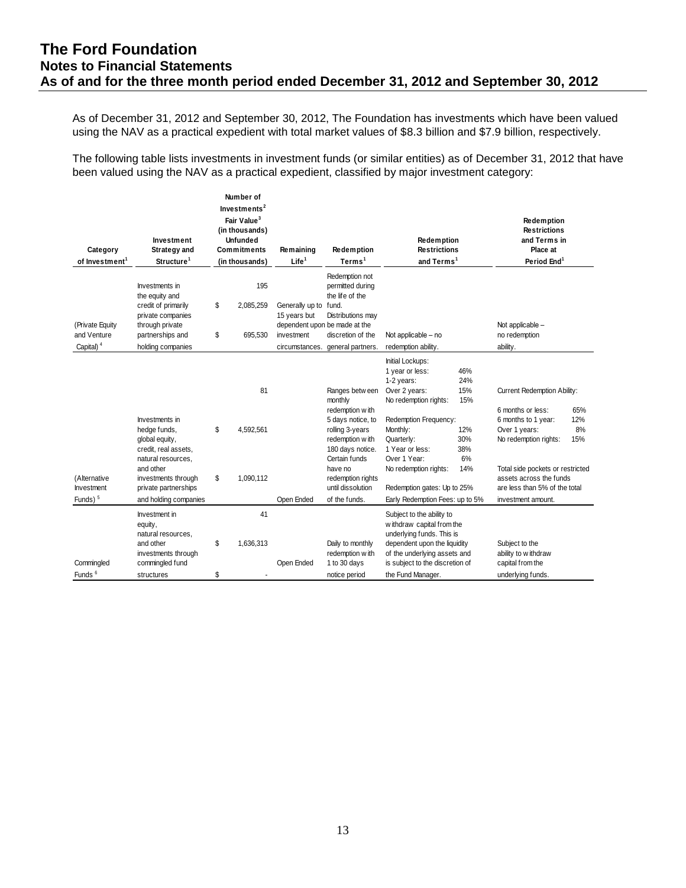# The Ford Foundation
## Notes to Financial Statements
## As of and for the three month period ended December 31, 2012 and September 30, 2012

As of December 31, 2012 and September 30, 2012, The Foundation has investments which have been valued using the NAV as a practical expedient with total market values of $8.3 billion and $7.9 billion, respectively.

The following table lists investments in investment funds (or similar entities) as of December 31, 2012 that have been valued using the NAV as a practical expedient, classified by major investment category:

| Category of Investment[1] | Investment Strategy and Structure[1] | Number of Investments[2] / Fair Value[3] (in thousands) / Unfunded Commitments (in thousands) | Remaining Life[1] | Redemption Terms[1] | Redemption Restrictions and Terms[1] | Redemption Restrictions and Terms in Place at Period End[1] |
|---|---|---|---|---|---|---|
| (Private Equity and Venture Capital)[4] | Investments in the equity and credit of primarily private companies through private partnerships and holding companies | 195<br>$ 2,085,259<br>$ 695,530 | Generally up to 15 years but dependent upon investment circumstances. | Redemption not permitted during the life of the fund. Distributions may be made at the discretion of the general partners. | Not applicable – no redemption ability. | Not applicable – no redemption ability. |
| (Alternative Investment Funds)[5] | Investments in hedge funds, global equity, credit, real assets, natural resources, and other investments through private partnerships and holding companies | 81<br>$ 4,592,561<br>$ 1,090,112 | Open Ended | Ranges between monthly redemption with 5 days notice, to rolling 3-years redemption with 180 days notice. Certain funds have no redemption rights until dissolution of the funds. | Initial Lockups:<br>1 year or less: 46%<br>1-2 years: 24%<br>Over 2 years: 15%<br>No redemption rights: 15%<br><br>Redemption Frequency:<br>Monthly: 12%<br>Quarterly: 30%<br>1 Year or less: 38%<br>Over 1 Year: 6%<br>No redemption rights: 14%<br><br>Redemption gates: Up to 25%<br>Early Redemption Fees: up to 5% | Current Redemption Ability:<br><br>6 months or less: 65%<br>6 months to 1 year: 12%<br>Over 1 years: 8%<br>No redemption rights: 15%<br><br>Total side pockets or restricted assets across the funds are less than 5% of the total investment amount. |
| Commingled Funds[6] | Investment in equity, natural resources, and other investments through commingled fund structures | 41<br>$ 1,636,313<br>$ - | Open Ended | Daily to monthly redemption with 1 to 30 days notice period | Subject to the ability to withdraw capital from the underlying funds. This is dependent upon the liquidity of the underlying assets and is subject to the discretion of the Fund Manager. | Subject to the ability to withdraw capital from the underlying funds. |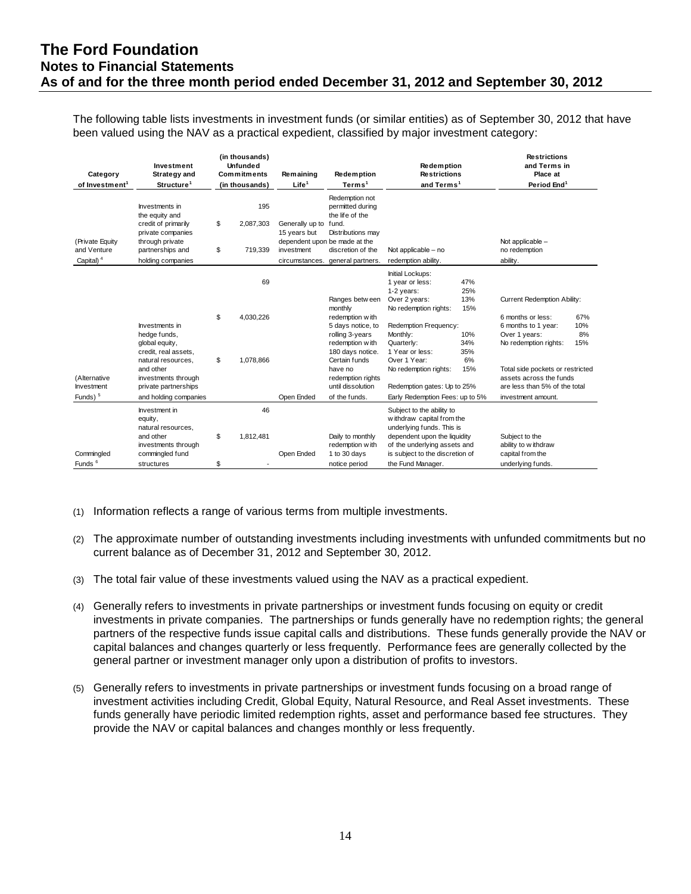# The Ford Foundation
## Notes to Financial Statements
## As of and for the three month period ended December 31, 2012 and September 30, 2012

The following table lists investments in investment funds (or similar entities) as of September 30, 2012 that have been valued using the NAV as a practical expedient, classified by major investment category:

| Category of Investment[1] | Investment Strategy and Structure[1] | (in thousands) Unfunded Commitments (in thousands) | Remaining Life[1] | Redemption Terms[1] | Redemption Restrictions and Terms[1] | Restrictions and Terms in Place at Period End[1] |
|---|---|---|---|---|---|---|
| (Private Equity and Venture Capital) [4] | Investments in the equity and credit of primarily private companies through private partnerships and holding companies | 195<br>$ 2,087,303<br>$ 719,339 | Generally up to 15 years but dependent upon the investment circumstances. | Redemption not permitted during the life of the fund. Distributions may be made at the discretion of the general partners. | Not applicable – no redemption ability. | Not applicable – no redemption ability. |
| (Alternative Investment Funds) [5] | Investments in hedge funds, global equity, credit, real assets, natural resources, and other investments through private partnerships and holding companies | 69<br>$ 4,030,226<br>$ 1,078,866 | Open Ended | Ranges between monthly redemption with 5 days notice, to rolling 3-years redemption with 180 days notice. Certain funds have no redemption rights until dissolution of the funds. | Initial Lockups:<br>1 year or less: 47%<br>1-2 years: 25%<br>Over 2 years: 13%<br>No redemption rights: 15%<br><br>Redemption Frequency:<br>Monthly: 10%<br>Quarterly: 34%<br>1 Year or less: 35%<br>Over 1 Year: 6%<br>No redemption rights: 15%<br><br>Redemption gates: Up to 25%<br>Early Redemption Fees: up to 5% | Current Redemption Ability:<br><br>6 months or less: 67%<br>6 months to 1 year: 10%<br>Over 1 years: 8%<br>No redemption rights: 15%<br><br>Total side pockets or restricted assets across the funds are less than 5% of the total investment amount. |
| Commingled Funds [6] | Investment in equity, natural resources, and other investments through commingled fund structures | 46<br>$ 1,812,481<br>$ - | Open Ended | Daily to monthly redemption with 1 to 30 days notice period | Subject to the ability to withdraw capital from the underlying funds. This is dependent upon the liquidity of the underlying assets and is subject to the discretion of the Fund Manager. | Subject to the ability to withdraw capital from the underlying funds. |

(1) Information reflects a range of various terms from multiple investments.

(2) The approximate number of outstanding investments including investments with unfunded commitments but no current balance as of December 31, 2012 and September 30, 2012.

(3) The total fair value of these investments valued using the NAV as a practical expedient.

(4) Generally refers to investments in private partnerships or investment funds focusing on equity or credit investments in private companies. The partnerships or funds generally have no redemption rights; the general partners of the respective funds issue capital calls and distributions. These funds generally provide the NAV or capital balances and changes quarterly or less frequently. Performance fees are generally collected by the general partner or investment manager only upon a distribution of profits to investors.

(5) Generally refers to investments in private partnerships or investment funds focusing on a broad range of investment activities including Credit, Global Equity, Natural Resource, and Real Asset investments. These funds generally have periodic limited redemption rights, asset and performance based fee structures. They provide the NAV or capital balances and changes monthly or less frequently.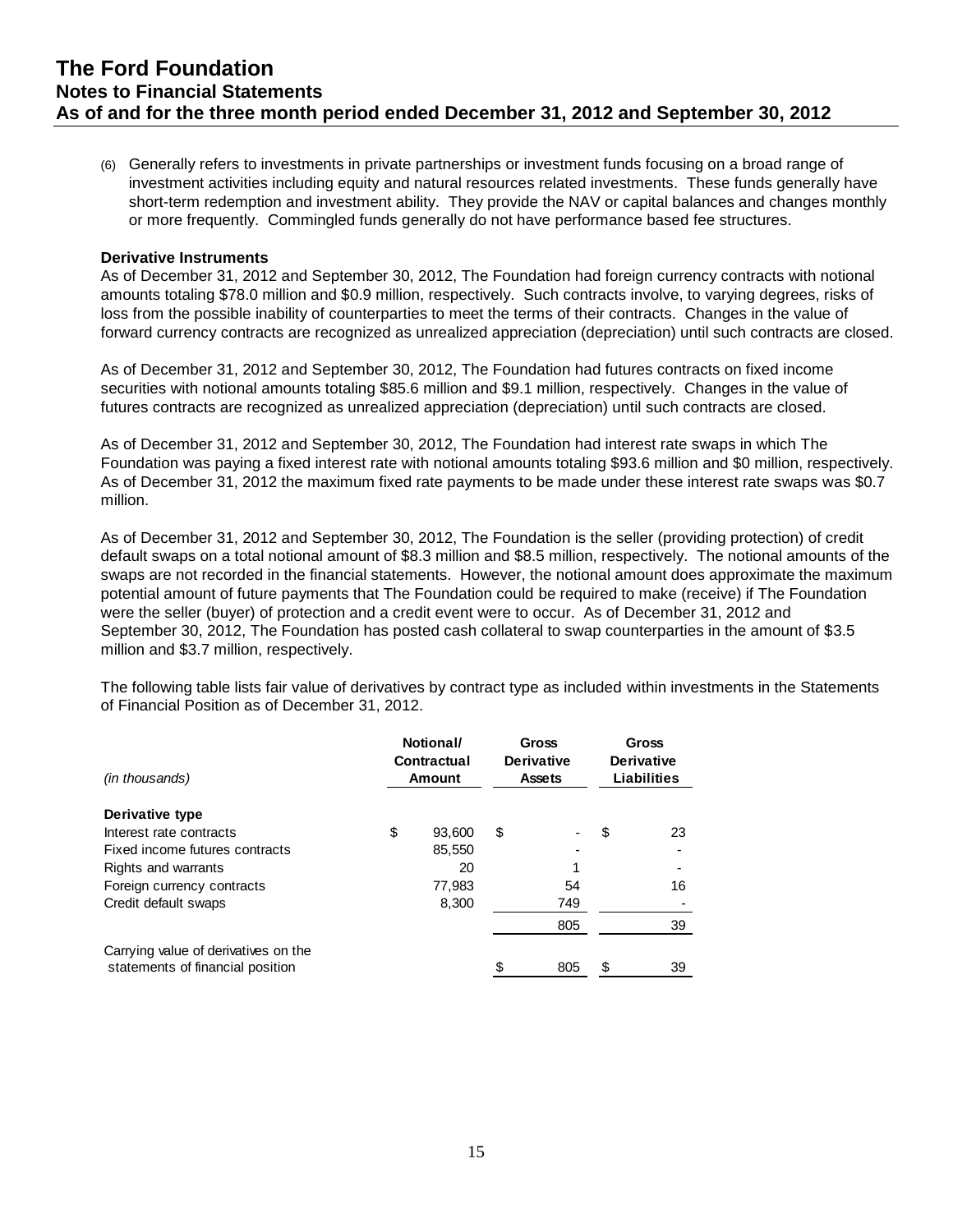(6) Generally refers to investments in private partnerships or investment funds focusing on a broad range of investment activities including equity and natural resources related investments. These funds generally have short-term redemption and investment ability. They provide the NAV or capital balances and changes monthly or more frequently. Commingled funds generally do not have performance based fee structures.

**Derivative Instruments**

As of December 31, 2012 and September 30, 2012, The Foundation had foreign currency contracts with notional amounts totaling $78.0 million and $0.9 million, respectively. Such contracts involve, to varying degrees, risks of loss from the possible inability of counterparties to meet the terms of their contracts. Changes in the value of forward currency contracts are recognized as unrealized appreciation (depreciation) until such contracts are closed.

As of December 31, 2012 and September 30, 2012, The Foundation had futures contracts on fixed income securities with notional amounts totaling $85.6 million and $9.1 million, respectively. Changes in the value of futures contracts are recognized as unrealized appreciation (depreciation) until such contracts are closed.

As of December 31, 2012 and September 30, 2012, The Foundation had interest rate swaps in which The Foundation was paying a fixed interest rate with notional amounts totaling $93.6 million and $0 million, respectively. As of December 31, 2012 the maximum fixed rate payments to be made under these interest rate swaps was $0.7 million.

As of December 31, 2012 and September 30, 2012, The Foundation is the seller (providing protection) of credit default swaps on a total notional amount of $8.3 million and $8.5 million, respectively. The notional amounts of the swaps are not recorded in the financial statements. However, the notional amount does approximate the maximum potential amount of future payments that The Foundation could be required to make (receive) if The Foundation were the seller (buyer) of protection and a credit event were to occur. As of December 31, 2012 and September 30, 2012, The Foundation has posted cash collateral to swap counterparties in the amount of $3.5 million and $3.7 million, respectively.

The following table lists fair value of derivatives by contract type as included within investments in the Statements of Financial Position as of December 31, 2012.

| *(in thousands)* | Notional/ Contractual Amount | Gross Derivative Assets | Gross Derivative Liabilities |
|---|---|---|---|
| **Derivative type** | | | |
| Interest rate contracts | $ 93,600 | $ - | $ 23 |
| Fixed income futures contracts | 85,550 | - | - |
| Rights and warrants | 20 | 1 | - |
| Foreign currency contracts | 77,983 | 54 | 16 |
| Credit default swaps | 8,300 | 749 | - |
| | | 805 | 39 |
| Carrying value of derivatives on the statements of financial position | | $ 805 | $ 39 |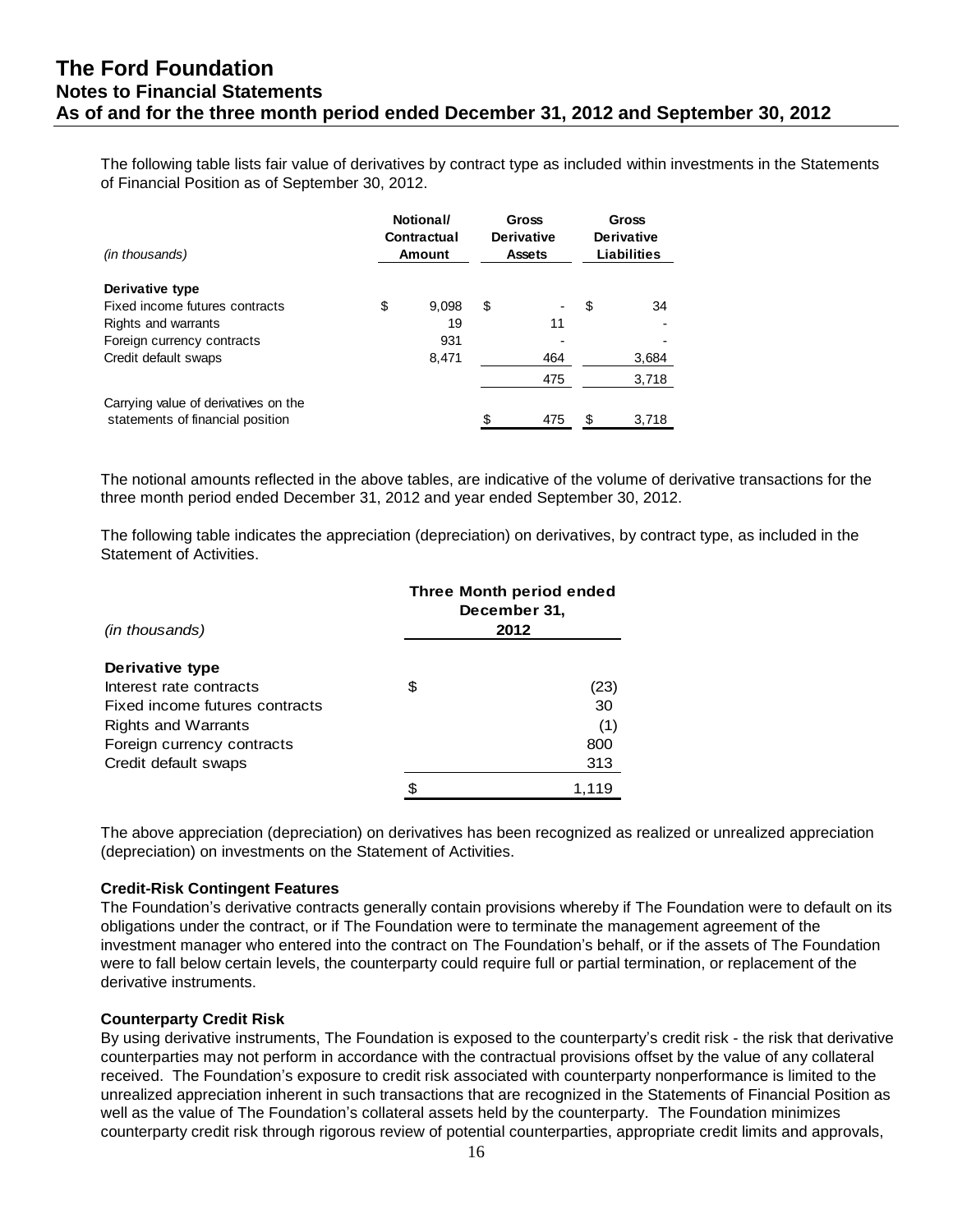The following table lists fair value of derivatives by contract type as included within investments in the Statements of Financial Position as of September 30, 2012.

| *(in thousands)* | Notional/ Contractual Amount | Gross Derivative Assets | Gross Derivative Liabilities |
|---|---|---|---|
| **Derivative type** | | | |
| Fixed income futures contracts | $ 9,098 | $ - | $ 34 |
| Rights and warrants | 19 | 11 | - |
| Foreign currency contracts | 931 | - | - |
| Credit default swaps | 8,471 | 464 | 3,684 |
| | | 475 | 3,718 |
| Carrying value of derivatives on the statements of financial position | | $ 475 | $ 3,718 |

The notional amounts reflected in the above tables, are indicative of the volume of derivative transactions for the three month period ended December 31, 2012 and year ended September 30, 2012.

The following table indicates the appreciation (depreciation) on derivatives, by contract type, as included in the Statement of Activities.

| *(in thousands)* | Three Month period ended December 31, 2012 |
|---|---|
| **Derivative type** | |
| Interest rate contracts | $ (23) |
| Fixed income futures contracts | 30 |
| Rights and Warrants | (1) |
| Foreign currency contracts | 800 |
| Credit default swaps | 313 |
| | $ 1,119 |

The above appreciation (depreciation) on derivatives has been recognized as realized or unrealized appreciation (depreciation) on investments on the Statement of Activities.

**Credit-Risk Contingent Features**

The Foundation's derivative contracts generally contain provisions whereby if The Foundation were to default on its obligations under the contract, or if The Foundation were to terminate the management agreement of the investment manager who entered into the contract on The Foundation's behalf, or if the assets of The Foundation were to fall below certain levels, the counterparty could require full or partial termination, or replacement of the derivative instruments.

**Counterparty Credit Risk**

By using derivative instruments, The Foundation is exposed to the counterparty's credit risk - the risk that derivative counterparties may not perform in accordance with the contractual provisions offset by the value of any collateral received. The Foundation's exposure to credit risk associated with counterparty nonperformance is limited to the unrealized appreciation inherent in such transactions that are recognized in the Statements of Financial Position as well as the value of The Foundation's collateral assets held by the counterparty. The Foundation minimizes counterparty credit risk through rigorous review of potential counterparties, appropriate credit limits and approvals,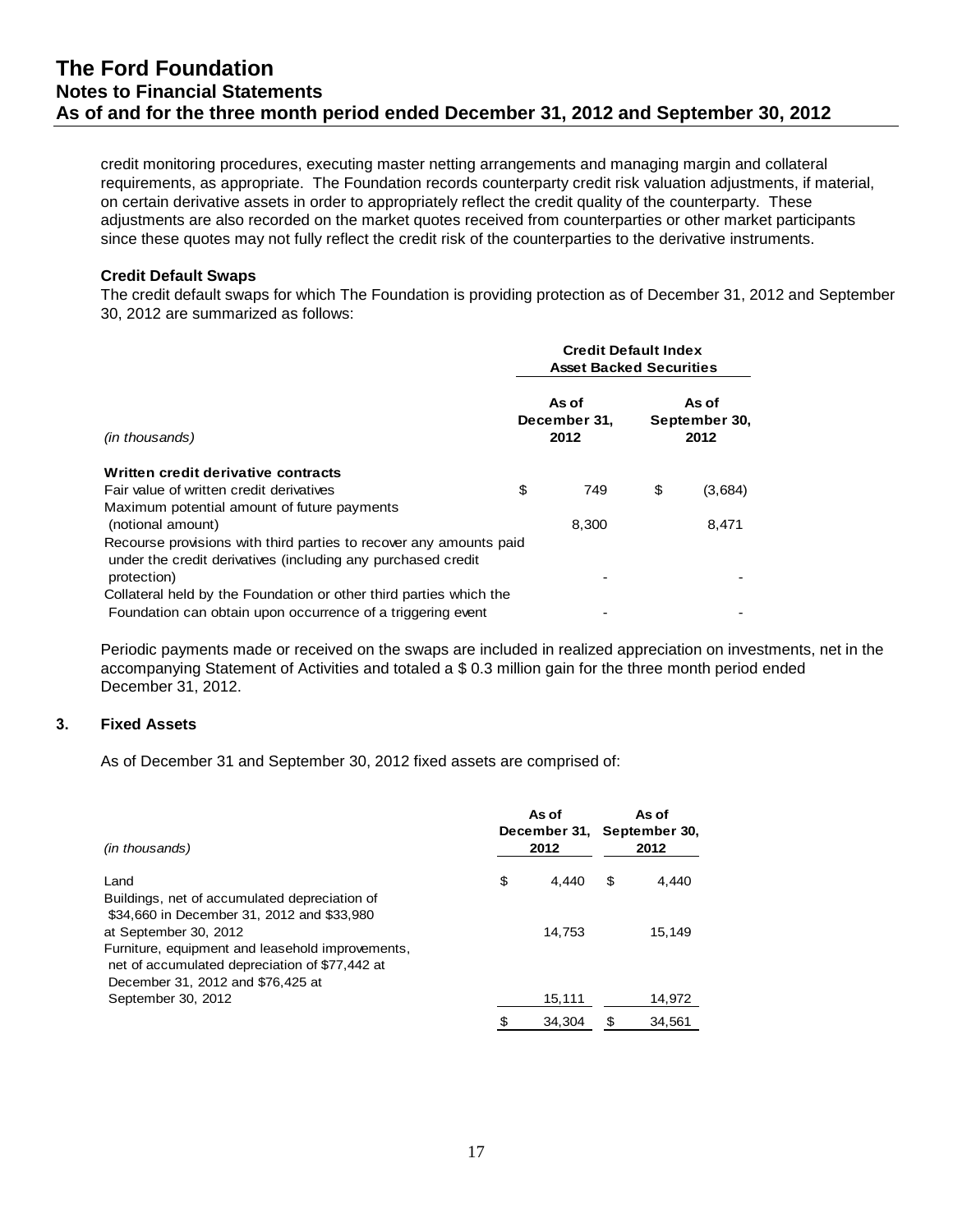credit monitoring procedures, executing master netting arrangements and managing margin and collateral requirements, as appropriate. The Foundation records counterparty credit risk valuation adjustments, if material, on certain derivative assets in order to appropriately reflect the credit quality of the counterparty. These adjustments are also recorded on the market quotes received from counterparties or other market participants since these quotes may not fully reflect the credit risk of the counterparties to the derivative instruments.

**Credit Default Swaps**

The credit default swaps for which The Foundation is providing protection as of December 31, 2012 and September 30, 2012 are summarized as follows:

| *(in thousands)* | **Credit Default Index Asset Backed Securities** As of December 31, 2012 | As of September 30, 2012 |
|---|---|---|
| **Written credit derivative contracts** | | |
| Fair value of written credit derivatives | $ 749 | $ (3,684) |
| Maximum potential amount of future payments (notional amount) | 8,300 | 8,471 |
| Recourse provisions with third parties to recover any amounts paid under the credit derivatives (including any purchased credit protection) | - | - |
| Collateral held by the Foundation or other third parties which the Foundation can obtain upon occurrence of a triggering event | - | - |

Periodic payments made or received on the swaps are included in realized appreciation on investments, net in the accompanying Statement of Activities and totaled a $ 0.3 million gain for the three month period ended December 31, 2012.

## 3. Fixed Assets

As of December 31 and September 30, 2012 fixed assets are comprised of:

| *(in thousands)* | As of December 31, 2012 | As of September 30, 2012 |
|---|---|---|
| Land | $ 4,440 | $ 4,440 |
| Buildings, net of accumulated depreciation of $34,660 in December 31, 2012 and $33,980 at September 30, 2012 | 14,753 | 15,149 |
| Furniture, equipment and leasehold improvements, net of accumulated depreciation of $77,442 at December 31, 2012 and $76,425 at September 30, 2012 | 15,111 | 14,972 |
| | $ 34,304 | $ 34,561 |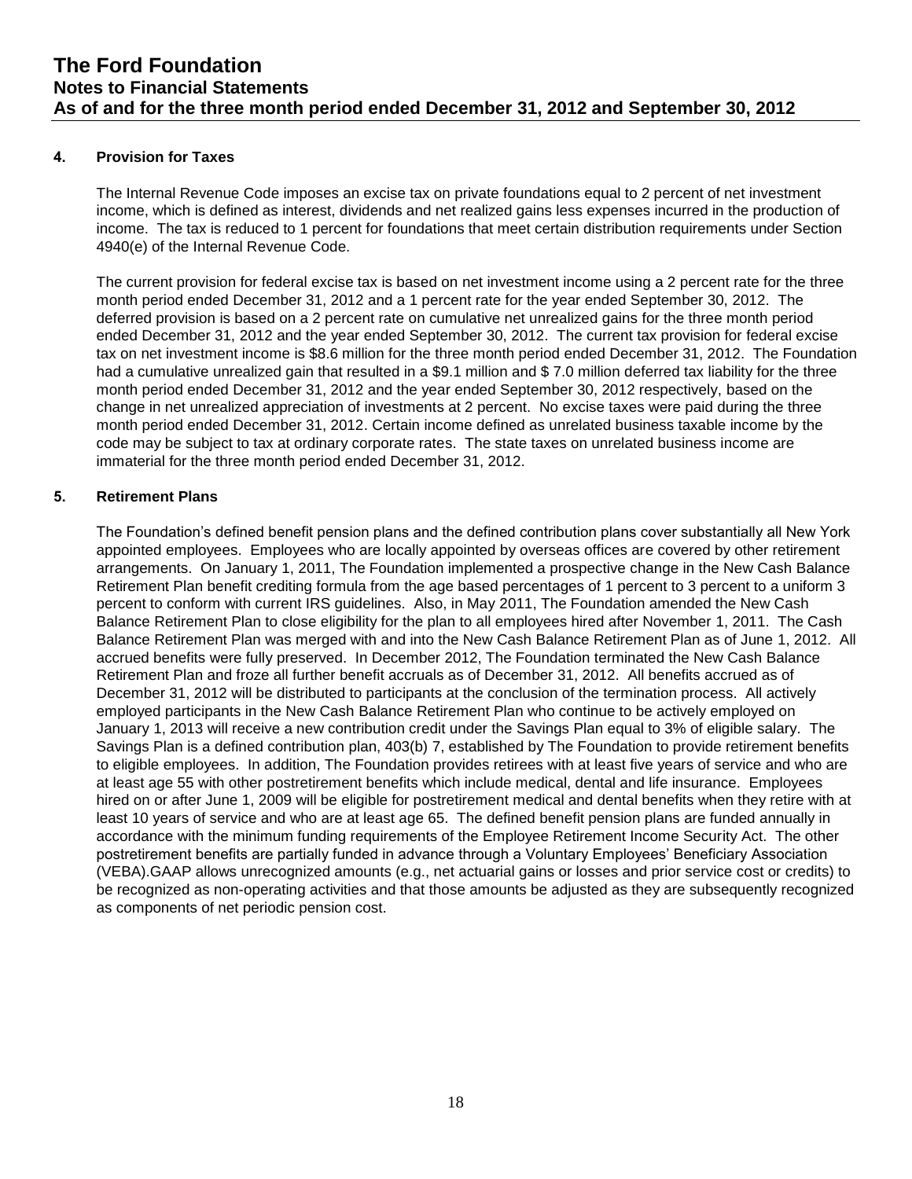### 4. Provision for Taxes

The Internal Revenue Code imposes an excise tax on private foundations equal to 2 percent of net investment income, which is defined as interest, dividends and net realized gains less expenses incurred in the production of income. The tax is reduced to 1 percent for foundations that meet certain distribution requirements under Section 4940(e) of the Internal Revenue Code.

The current provision for federal excise tax is based on net investment income using a 2 percent rate for the three month period ended December 31, 2012 and a 1 percent rate for the year ended September 30, 2012. The deferred provision is based on a 2 percent rate on cumulative net unrealized gains for the three month period ended December 31, 2012 and the year ended September 30, 2012. The current tax provision for federal excise tax on net investment income is $8.6 million for the three month period ended December 31, 2012. The Foundation had a cumulative unrealized gain that resulted in a $9.1 million and $ 7.0 million deferred tax liability for the three month period ended December 31, 2012 and the year ended September 30, 2012 respectively, based on the change in net unrealized appreciation of investments at 2 percent. No excise taxes were paid during the three month period ended December 31, 2012. Certain income defined as unrelated business taxable income by the code may be subject to tax at ordinary corporate rates. The state taxes on unrelated business income are immaterial for the three month period ended December 31, 2012.

### 5. Retirement Plans

The Foundation's defined benefit pension plans and the defined contribution plans cover substantially all New York appointed employees. Employees who are locally appointed by overseas offices are covered by other retirement arrangements. On January 1, 2011, The Foundation implemented a prospective change in the New Cash Balance Retirement Plan benefit crediting formula from the age based percentages of 1 percent to 3 percent to a uniform 3 percent to conform with current IRS guidelines. Also, in May 2011, The Foundation amended the New Cash Balance Retirement Plan to close eligibility for the plan to all employees hired after November 1, 2011. The Cash Balance Retirement Plan was merged with and into the New Cash Balance Retirement Plan as of June 1, 2012. All accrued benefits were fully preserved. In December 2012, The Foundation terminated the New Cash Balance Retirement Plan and froze all further benefit accruals as of December 31, 2012. All benefits accrued as of December 31, 2012 will be distributed to participants at the conclusion of the termination process. All actively employed participants in the New Cash Balance Retirement Plan who continue to be actively employed on January 1, 2013 will receive a new contribution credit under the Savings Plan equal to 3% of eligible salary. The Savings Plan is a defined contribution plan, 403(b) 7, established by The Foundation to provide retirement benefits to eligible employees. In addition, The Foundation provides retirees with at least five years of service and who are at least age 55 with other postretirement benefits which include medical, dental and life insurance. Employees hired on or after June 1, 2009 will be eligible for postretirement medical and dental benefits when they retire with at least 10 years of service and who are at least age 65. The defined benefit pension plans are funded annually in accordance with the minimum funding requirements of the Employee Retirement Income Security Act. The other postretirement benefits are partially funded in advance through a Voluntary Employees' Beneficiary Association (VEBA).GAAP allows unrecognized amounts (e.g., net actuarial gains or losses and prior service cost or credits) to be recognized as non-operating activities and that those amounts be adjusted as they are subsequently recognized as components of net periodic pension cost.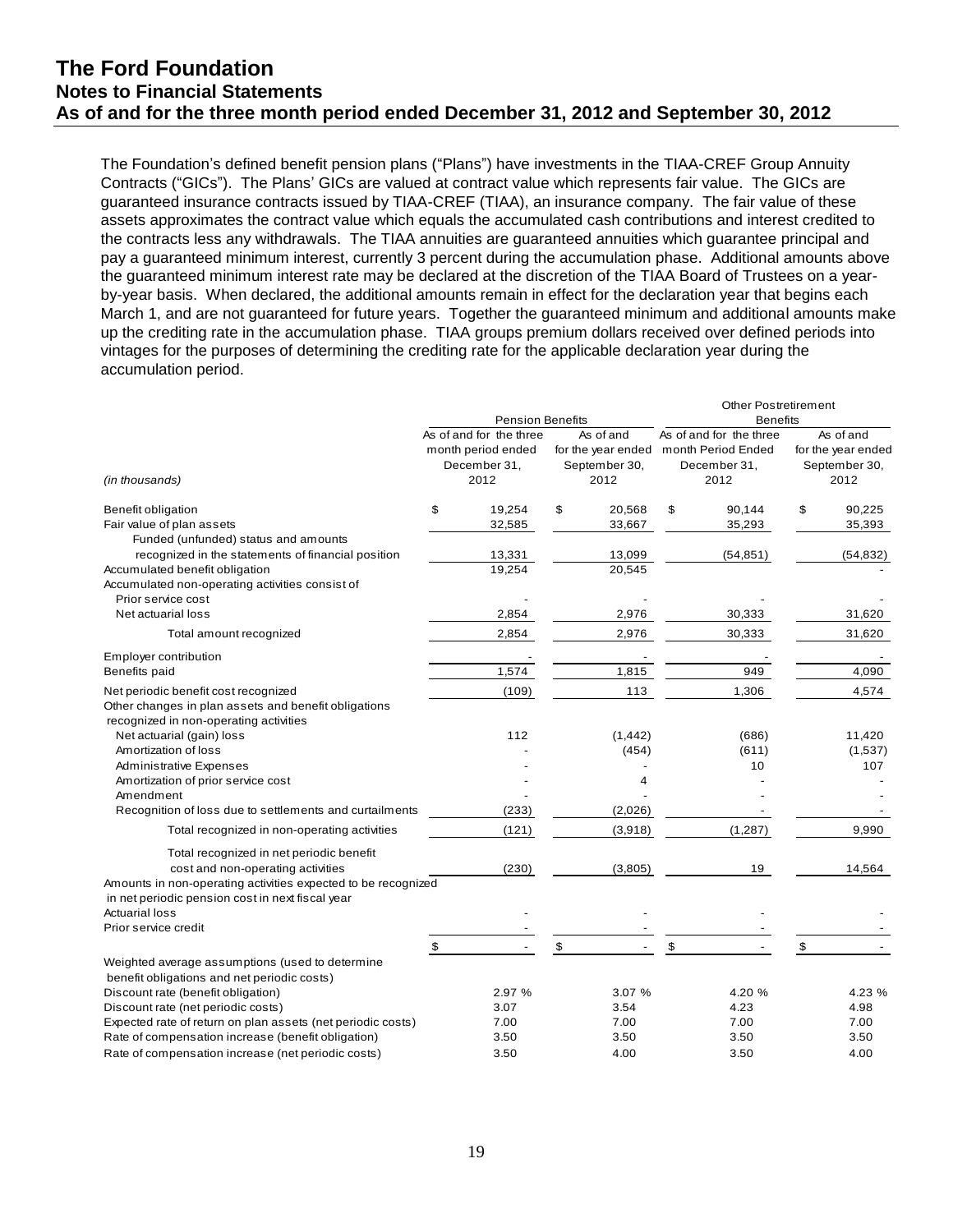# The Ford Foundation
## Notes to Financial Statements
## As of and for the three month period ended December 31, 2012 and September 30, 2012

The Foundation's defined benefit pension plans ("Plans") have investments in the TIAA-CREF Group Annuity Contracts ("GICs"). The Plans' GICs are valued at contract value which represents fair value. The GICs are guaranteed insurance contracts issued by TIAA-CREF (TIAA), an insurance company. The fair value of these assets approximates the contract value which equals the accumulated cash contributions and interest credited to the contracts less any withdrawals. The TIAA annuities are guaranteed annuities which guarantee principal and pay a guaranteed minimum interest, currently 3 percent during the accumulation phase. Additional amounts above the guaranteed minimum interest rate may be declared at the discretion of the TIAA Board of Trustees on a year-by-year basis. When declared, the additional amounts remain in effect for the declaration year that begins each March 1, and are not guaranteed for future years. Together the guaranteed minimum and additional amounts make up the crediting rate in the accumulation phase. TIAA groups premium dollars received over defined periods into vintages for the purposes of determining the crediting rate for the applicable declaration year during the accumulation period.

| *(in thousands)* | Pension Benefits | | Other Postretirement Benefits | |
|---|---|---|---|---|
| | As of and for the three month period ended December 31, 2012 | As of and for the year ended September 30, 2012 | As of and for the three month Period Ended December 31, 2012 | As of and for the year ended September 30, 2012 |
| Benefit obligation | $ 19,254 | $ 20,568 | $ 90,144 | $ 90,225 |
| Fair value of plan assets | 32,585 | 33,667 | 35,293 | 35,393 |
| Funded (unfunded) status and amounts recognized in the statements of financial position | 13,331 | 13,099 | (54,851) | (54,832) |
| Accumulated benefit obligation | 19,254 | 20,545 | | - |
| Accumulated non-operating activities consist of | | | | |
| Prior service cost | - | - | - | - |
| Net actuarial loss | 2,854 | 2,976 | 30,333 | 31,620 |
| Total amount recognized | 2,854 | 2,976 | 30,333 | 31,620 |
| Employer contribution | - | - | - | - |
| Benefits paid | 1,574 | 1,815 | 949 | 4,090 |
| Net periodic benefit cost recognized | (109) | 113 | 1,306 | 4,574 |
| Other changes in plan assets and benefit obligations recognized in non-operating activities | | | | |
| Net actuarial (gain) loss | 112 | (1,442) | (686) | 11,420 |
| Amortization of loss | - | (454) | (611) | (1,537) |
| Administrative Expenses | - | - | 10 | 107 |
| Amortization of prior service cost | - | 4 | - | - |
| Amendment | - | - | - | - |
| Recognition of loss due to settlements and curtailments | (233) | (2,026) | - | - |
| Total recognized in non-operating activities | (121) | (3,918) | (1,287) | 9,990 |
| Total recognized in net periodic benefit cost and non-operating activities | (230) | (3,805) | 19 | 14,564 |
| Amounts in non-operating activities expected to be recognized in net periodic pension cost in next fiscal year | | | | |
| Actuarial loss | - | - | - | - |
| Prior service credit | - | - | - | - |
| | $ - | $ - | $ - | $ - |
| Weighted average assumptions (used to determine benefit obligations and net periodic costs) | | | | |
| Discount rate (benefit obligation) | 2.97 % | 3.07 % | 4.20 % | 4.23 % |
| Discount rate (net periodic costs) | 3.07 | 3.54 | 4.23 | 4.98 |
| Expected rate of return on plan assets (net periodic costs) | 7.00 | 7.00 | 7.00 | 7.00 |
| Rate of compensation increase (benefit obligation) | 3.50 | 3.50 | 3.50 | 3.50 |
| Rate of compensation increase (net periodic costs) | 3.50 | 4.00 | 3.50 | 4.00 |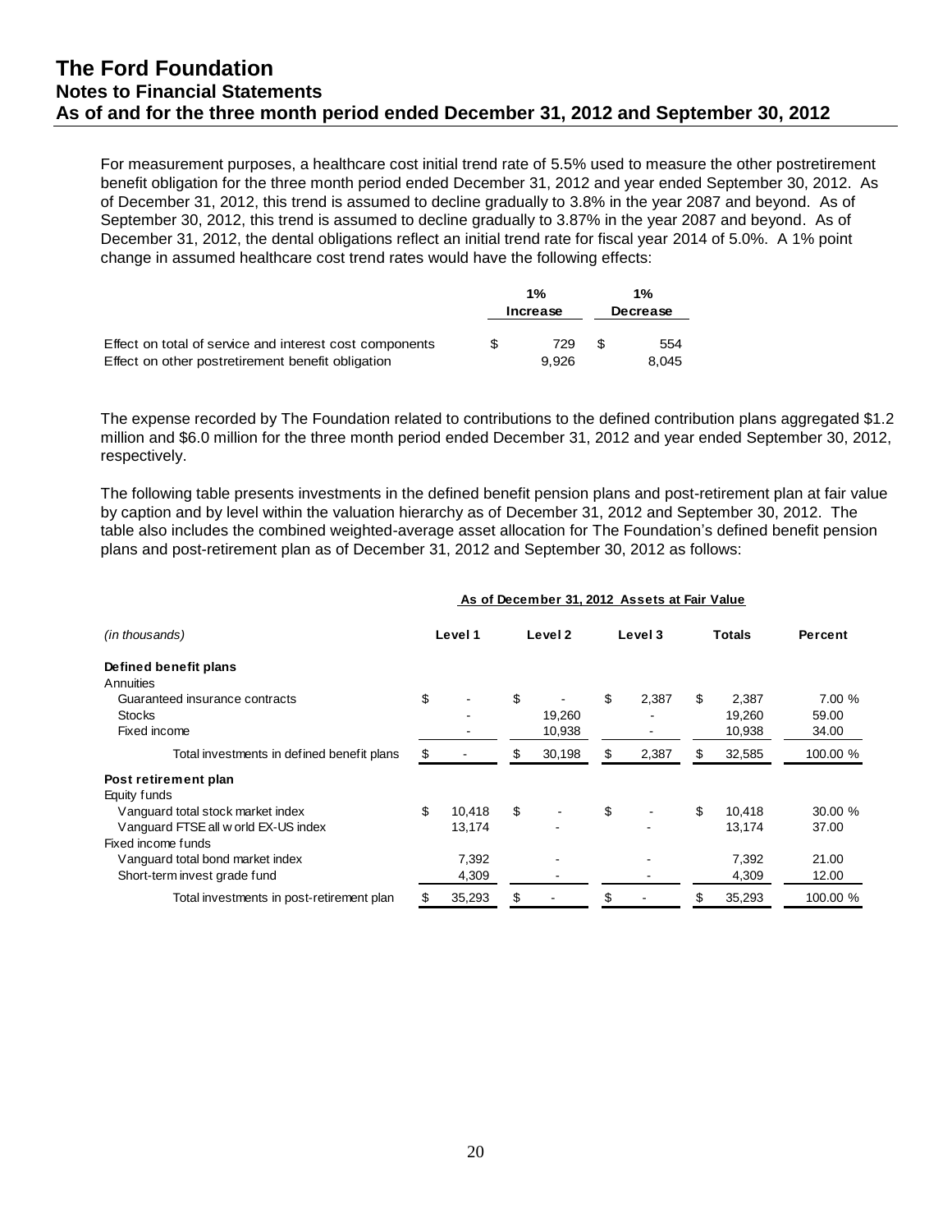# The Ford Foundation
## Notes to Financial Statements
## As of and for the three month period ended December 31, 2012 and September 30, 2012

For measurement purposes, a healthcare cost initial trend rate of 5.5% used to measure the other postretirement benefit obligation for the three month period ended December 31, 2012 and year ended September 30, 2012. As of December 31, 2012, this trend is assumed to decline gradually to 3.8% in the year 2087 and beyond. As of September 30, 2012, this trend is assumed to decline gradually to 3.87% in the year 2087 and beyond. As of December 31, 2012, the dental obligations reflect an initial trend rate for fiscal year 2014 of 5.0%. A 1% point change in assumed healthcare cost trend rates would have the following effects:

| | 1% Increase | 1% Decrease |
|---|---|---|
| Effect on total of service and interest cost components | $ 729 | $ 554 |
| Effect on other postretirement benefit obligation | 9,926 | 8,045 |

The expense recorded by The Foundation related to contributions to the defined contribution plans aggregated $1.2 million and $6.0 million for the three month period ended December 31, 2012 and year ended September 30, 2012, respectively.

The following table presents investments in the defined benefit pension plans and post-retirement plan at fair value by caption and by level within the valuation hierarchy as of December 31, 2012 and September 30, 2012. The table also includes the combined weighted-average asset allocation for The Foundation's defined benefit pension plans and post-retirement plan as of December 31, 2012 and September 30, 2012 as follows:

| | As of December 31, 2012 Assets at Fair Value | | | | |
|---|---|---|---|---|---|
| *(in thousands)* | Level 1 | Level 2 | Level 3 | Totals | Percent |
| **Defined benefit plans** | | | | | |
| Annuities | | | | | |
| Guaranteed insurance contracts | $ - | $ - | $ 2,387 | $ 2,387 | 7.00 % |
| Stocks | - | 19,260 | - | 19,260 | 59.00 |
| Fixed income | - | 10,938 | - | 10,938 | 34.00 |
| Total investments in defined benefit plans | $ - | $ 30,198 | $ 2,387 | $ 32,585 | 100.00 % |
| **Post retirement plan** | | | | | |
| Equity funds | | | | | |
| Vanguard total stock market index | $ 10,418 | $ - | $ - | $ 10,418 | 30.00 % |
| Vanguard FTSE all world EX-US index | 13,174 | - | - | 13,174 | 37.00 |
| Fixed income funds | | | | | |
| Vanguard total bond market index | 7,392 | - | - | 7,392 | 21.00 |
| Short-term invest grade fund | 4,309 | - | - | 4,309 | 12.00 |
| Total investments in post-retirement plan | $ 35,293 | $ - | $ - | $ 35,293 | 100.00 % |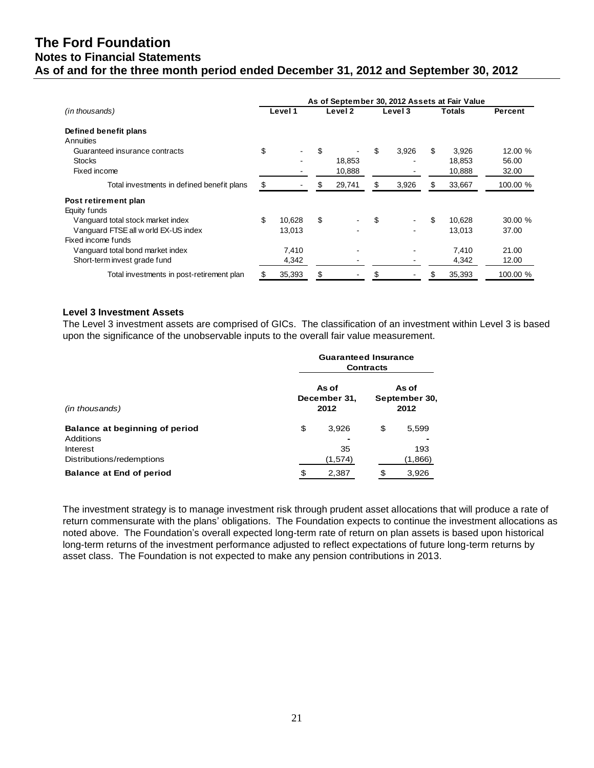# The Ford Foundation
## Notes to Financial Statements
## As of and for the three month period ended December 31, 2012 and September 30, 2012

| *(in thousands)* | As of September 30, 2012 Assets at Fair Value Level 1 | Level 2 | Level 3 | Totals | Percent |
|---|---|---|---|---|---|
| **Defined benefit plans** | | | | | |
| Annuities | | | | | |
| Guaranteed insurance contracts | $ - | $ - | $ 3,926 | $ 3,926 | 12.00 % |
| Stocks | - | 18,853 | - | 18,853 | 56.00 |
| Fixed income | - | 10,888 | - | 10,888 | 32.00 |
| Total investments in defined benefit plans | $ - | $ 29,741 | $ 3,926 | $ 33,667 | 100.00 % |
| **Post retirement plan** | | | | | |
| Equity funds | | | | | |
| Vanguard total stock market index | $ 10,628 | $ - | $ - | $ 10,628 | 30.00 % |
| Vanguard FTSE all world EX-US index | 13,013 | - | - | 13,013 | 37.00 |
| Fixed income funds | | | | | |
| Vanguard total bond market index | 7,410 | - | - | 7,410 | 21.00 |
| Short-term invest grade fund | 4,342 | - | - | 4,342 | 12.00 |
| Total investments in post-retirement plan | $ 35,393 | $ - | $ - | $ 35,393 | 100.00 % |

**Level 3 Investment Assets**

The Level 3 investment assets are comprised of GICs. The classification of an investment within Level 3 is based upon the significance of the unobservable inputs to the overall fair value measurement.

| *(in thousands)* | Guaranteed Insurance Contracts As of December 31, 2012 | As of September 30, 2012 |
|---|---|---|
| **Balance at beginning of period** | $ 3,926 | $ 5,599 |
| Additions | - | - |
| Interest | 35 | 193 |
| Distributions/redemptions | (1,574) | (1,866) |
| **Balance at End of period** | $ 2,387 | $ 3,926 |

The investment strategy is to manage investment risk through prudent asset allocations that will produce a rate of return commensurate with the plans' obligations. The Foundation expects to continue the investment allocations as noted above. The Foundation's overall expected long-term rate of return on plan assets is based upon historical long-term returns of the investment performance adjusted to reflect expectations of future long-term returns by asset class. The Foundation is not expected to make any pension contributions in 2013.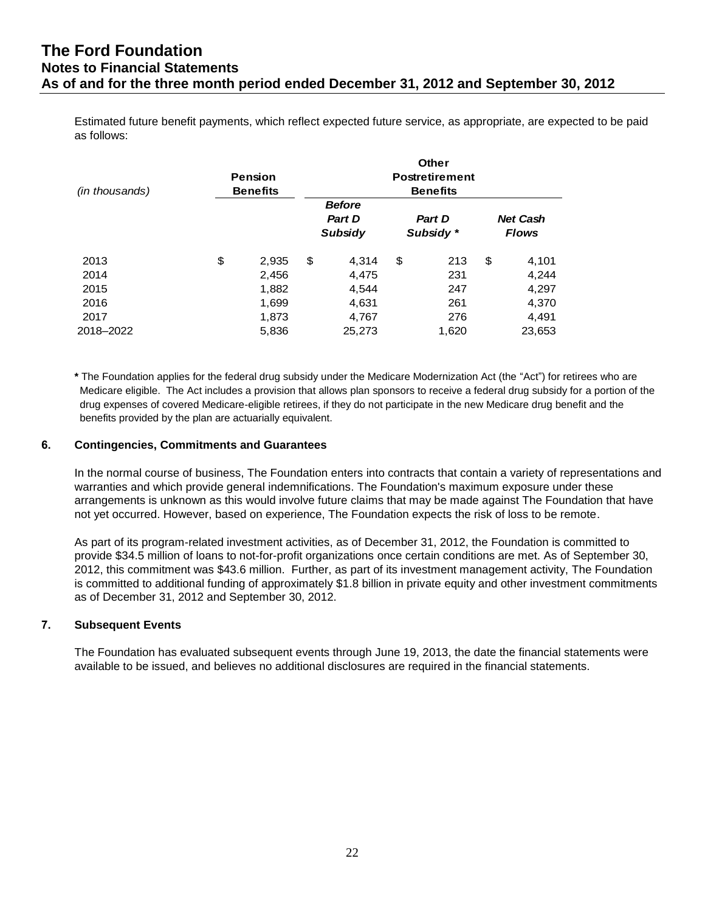# The Ford Foundation
## Notes to Financial Statements
## As of and for the three month period ended December 31, 2012 and September 30, 2012

Estimated future benefit payments, which reflect expected future service, as appropriate, are expected to be paid as follows:

| *(in thousands)* | **Pension Benefits** | **Other Postretirement Benefits** | | |
|---|---|---|---|---|
| | | ***Before Part D Subsidy*** | ***Part D Subsidy **** | ***Net Cash Flows*** |
| 2013 | $ 2,935 | $ 4,314 | $ 213 | $ 4,101 |
| 2014 | 2,456 | 4,475 | 231 | 4,244 |
| 2015 | 1,882 | 4,544 | 247 | 4,297 |
| 2016 | 1,699 | 4,631 | 261 | 4,370 |
| 2017 | 1,873 | 4,767 | 276 | 4,491 |
| 2018–2022 | 5,836 | 25,273 | 1,620 | 23,653 |

**\*** The Foundation applies for the federal drug subsidy under the Medicare Modernization Act (the "Act") for retirees who are Medicare eligible. The Act includes a provision that allows plan sponsors to receive a federal drug subsidy for a portion of the drug expenses of covered Medicare-eligible retirees, if they do not participate in the new Medicare drug benefit and the benefits provided by the plan are actuarially equivalent.

### 6. Contingencies, Commitments and Guarantees

In the normal course of business, The Foundation enters into contracts that contain a variety of representations and warranties and which provide general indemnifications. The Foundation's maximum exposure under these arrangements is unknown as this would involve future claims that may be made against The Foundation that have not yet occurred. However, based on experience, The Foundation expects the risk of loss to be remote.

As part of its program-related investment activities, as of December 31, 2012, the Foundation is committed to provide $34.5 million of loans to not-for-profit organizations once certain conditions are met. As of September 30, 2012, this commitment was $43.6 million. Further, as part of its investment management activity, The Foundation is committed to additional funding of approximately $1.8 billion in private equity and other investment commitments as of December 31, 2012 and September 30, 2012.

### 7. Subsequent Events

The Foundation has evaluated subsequent events through June 19, 2013, the date the financial statements were available to be issued, and believes no additional disclosures are required in the financial statements.